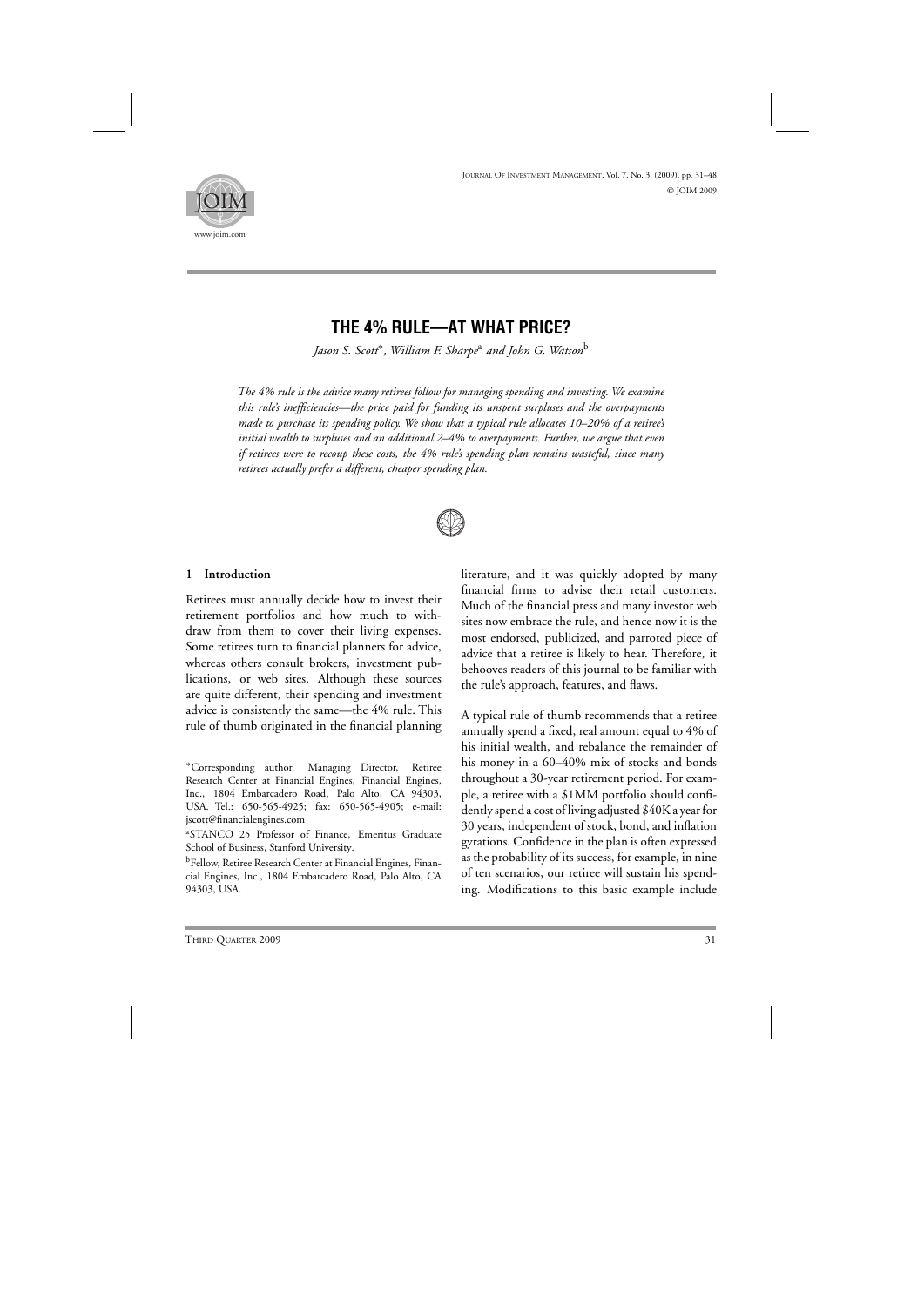# THE 4% RULE—AT WHAT PRICE?

*Jason S. Scott*\*, *William F. Sharpe*[a] *and John G. Watson*[b]

*The 4% rule is the advice many retirees follow for managing spending and investing. We examine this rule's inefficiencies—the price paid for funding its unspent surpluses and the overpayments made to purchase its spending policy. We show that a typical rule allocates 10–20% of a retiree's initial wealth to surpluses and an additional 2–4% to overpayments. Further, we argue that even if retirees were to recoup these costs, the 4% rule's spending plan remains wasteful, since many retirees actually prefer a different, cheaper spending plan.*

## 1 Introduction

Retirees must annually decide how to invest their retirement portfolios and how much to withdraw from them to cover their living expenses. Some retirees turn to financial planners for advice, whereas others consult brokers, investment publications, or web sites. Although these sources are quite different, their spending and investment advice is consistently the same—the 4% rule. This rule of thumb originated in the financial planning literature, and it was quickly adopted by many financial firms to advise their retail customers. Much of the financial press and many investor web sites now embrace the rule, and hence now it is the most endorsed, publicized, and parroted piece of advice that a retiree is likely to hear. Therefore, it behooves readers of this journal to be familiar with the rule's approach, features, and flaws.

A typical rule of thumb recommends that a retiree annually spend a fixed, real amount equal to 4% of his initial wealth, and rebalance the remainder of his money in a 60–40% mix of stocks and bonds throughout a 30-year retirement period. For example, a retiree with a \$1MM portfolio should confidently spend a cost of living adjusted \$40K a year for 30 years, independent of stock, bond, and inflation gyrations. Confidence in the plan is often expressed as the probability of its success, for example, in nine of ten scenarios, our retiree will sustain his spending. Modifications to this basic example include

---

\*Corresponding author. Managing Director, Retiree Research Center at Financial Engines, Financial Engines, Inc., 1804 Embarcadero Road, Palo Alto, CA 94303, USA. Tel.: 650-565-4925; fax: 650-565-4905; e-mail: jscott@financialengines.com

[a]STANCO 25 Professor of Finance, Emeritus Graduate School of Business, Stanford University.

[b]Fellow, Retiree Research Center at Financial Engines, Financial Engines, Inc., 1804 Embarcadero Road, Palo Alto, CA 94303, USA.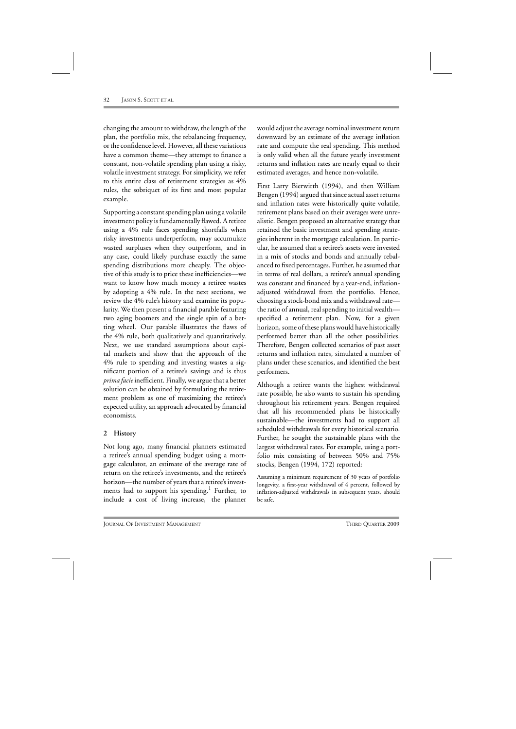changing the amount to withdraw, the length of the plan, the portfolio mix, the rebalancing frequency, or the confidence level. However, all these variations have a common theme—they attempt to finance a constant, non-volatile spending plan using a risky, volatile investment strategy. For simplicity, we refer to this entire class of retirement strategies as 4% rules, the sobriquet of its first and most popular example.

Supporting a constant spending plan using a volatile investment policy is fundamentally flawed. A retiree using a 4% rule faces spending shortfalls when risky investments underperform, may accumulate wasted surpluses when they outperform, and in any case, could likely purchase exactly the same spending distributions more cheaply. The objective of this study is to price these inefficiencies—we want to know how much money a retiree wastes by adopting a 4% rule. In the next sections, we review the 4% rule's history and examine its popularity. We then present a financial parable featuring two aging boomers and the single spin of a betting wheel. Our parable illustrates the flaws of the 4% rule, both qualitatively and quantitatively. Next, we use standard assumptions about capital markets and show that the approach of the 4% rule to spending and investing wastes a significant portion of a retiree's savings and is thus *prima facie* inefficient. Finally, we argue that a better solution can be obtained by formulating the retirement problem as one of maximizing the retiree's expected utility, an approach advocated by financial economists.

## 2 History

Not long ago, many financial planners estimated a retiree's annual spending budget using a mortgage calculator, an estimate of the average rate of return on the retiree's investments, and the retiree's horizon—the number of years that a retiree's investments had to support his spending.[1] Further, to include a cost of living increase, the planner would adjust the average nominal investment return downward by an estimate of the average inflation rate and compute the real spending. This method is only valid when all the future yearly investment returns and inflation rates are nearly equal to their estimated averages, and hence non-volatile.

First Larry Bierwirth (1994), and then William Bengen (1994) argued that since actual asset returns and inflation rates were historically quite volatile, retirement plans based on their averages were unrealistic. Bengen proposed an alternative strategy that retained the basic investment and spending strategies inherent in the mortgage calculation. In particular, he assumed that a retiree's assets were invested in a mix of stocks and bonds and annually rebalanced to fixed percentages. Further, he assumed that in terms of real dollars, a retiree's annual spending was constant and financed by a year-end, inflation-adjusted withdrawal from the portfolio. Hence, choosing a stock-bond mix and a withdrawal rate—the ratio of annual, real spending to initial wealth—specified a retirement plan. Now, for a given horizon, some of these plans would have historically performed better than all the other possibilities. Therefore, Bengen collected scenarios of past asset returns and inflation rates, simulated a number of plans under these scenarios, and identified the best performers.

Although a retiree wants the highest withdrawal rate possible, he also wants to sustain his spending throughout his retirement years. Bengen required that all his recommended plans be historically sustainable—the investments had to support all scheduled withdrawals for every historical scenario. Further, he sought the sustainable plans with the largest withdrawal rates. For example, using a portfolio mix consisting of between 50% and 75% stocks, Bengen (1994, 172) reported:

> Assuming a minimum requirement of 30 years of portfolio longevity, a first-year withdrawal of 4 percent, followed by inflation-adjusted withdrawals in subsequent years, should be safe.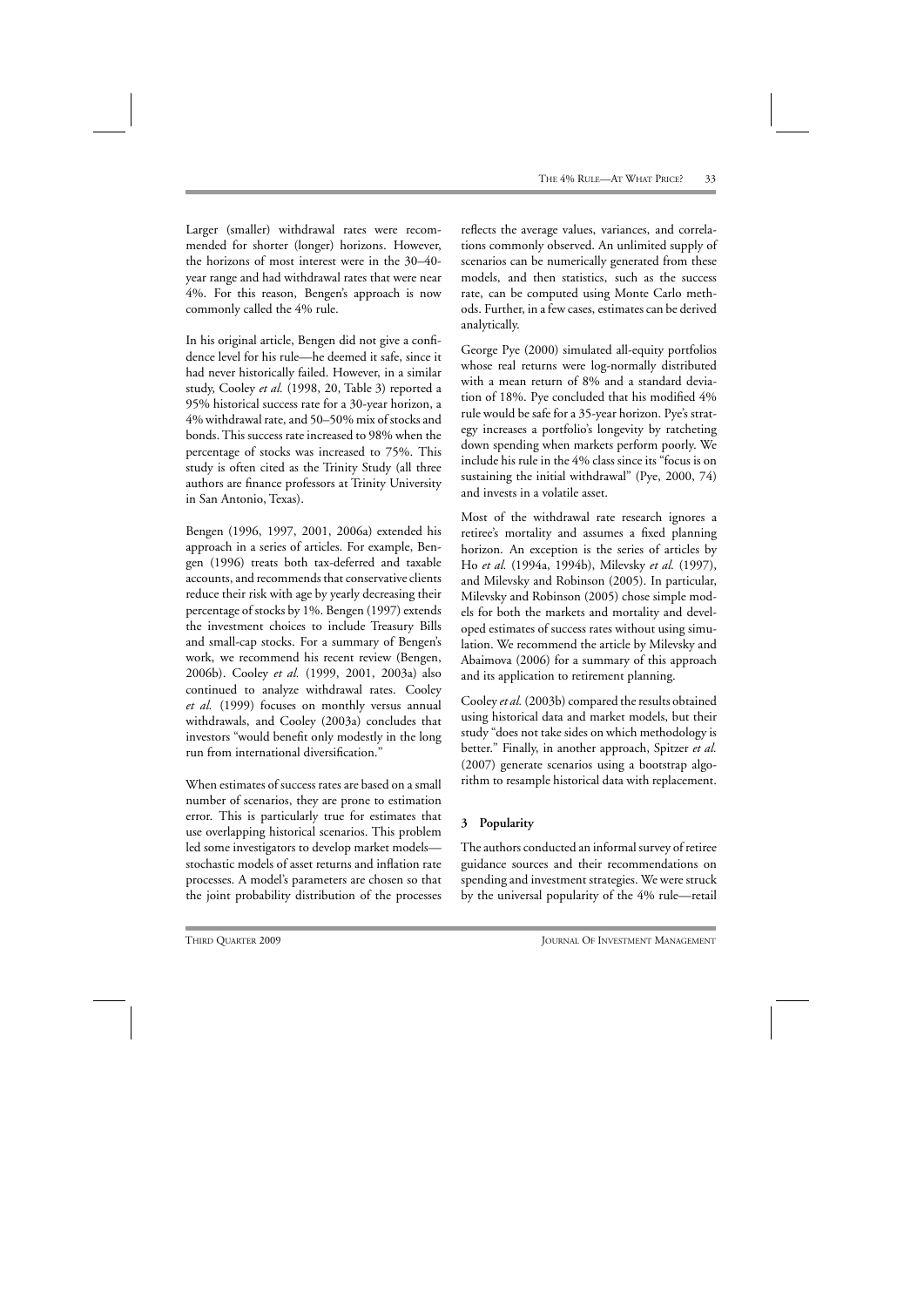Larger (smaller) withdrawal rates were recommended for shorter (longer) horizons. However, the horizons of most interest were in the 30–40-year range and had withdrawal rates that were near 4%. For this reason, Bengen's approach is now commonly called the 4% rule.

In his original article, Bengen did not give a confidence level for his rule—he deemed it safe, since it had never historically failed. However, in a similar study, Cooley *et al.* (1998, 20, Table 3) reported a 95% historical success rate for a 30-year horizon, a 4% withdrawal rate, and 50–50% mix of stocks and bonds. This success rate increased to 98% when the percentage of stocks was increased to 75%. This study is often cited as the Trinity Study (all three authors are finance professors at Trinity University in San Antonio, Texas).

Bengen (1996, 1997, 2001, 2006a) extended his approach in a series of articles. For example, Bengen (1996) treats both tax-deferred and taxable accounts, and recommends that conservative clients reduce their risk with age by yearly decreasing their percentage of stocks by 1%. Bengen (1997) extends the investment choices to include Treasury Bills and small-cap stocks. For a summary of Bengen's work, we recommend his recent review (Bengen, 2006b). Cooley *et al.* (1999, 2001, 2003a) also continued to analyze withdrawal rates. Cooley *et al.* (1999) focuses on monthly versus annual withdrawals, and Cooley (2003a) concludes that investors "would benefit only modestly in the long run from international diversification."

When estimates of success rates are based on a small number of scenarios, they are prone to estimation error. This is particularly true for estimates that use overlapping historical scenarios. This problem led some investigators to develop market models—stochastic models of asset returns and inflation rate processes. A model's parameters are chosen so that the joint probability distribution of the processes reflects the average values, variances, and correlations commonly observed. An unlimited supply of scenarios can be numerically generated from these models, and then statistics, such as the success rate, can be computed using Monte Carlo methods. Further, in a few cases, estimates can be derived analytically.

George Pye (2000) simulated all-equity portfolios whose real returns were log-normally distributed with a mean return of 8% and a standard deviation of 18%. Pye concluded that his modified 4% rule would be safe for a 35-year horizon. Pye's strategy increases a portfolio's longevity by ratcheting down spending when markets perform poorly. We include his rule in the 4% class since its "focus is on sustaining the initial withdrawal" (Pye, 2000, 74) and invests in a volatile asset.

Most of the withdrawal rate research ignores a retiree's mortality and assumes a fixed planning horizon. An exception is the series of articles by Ho *et al.* (1994a, 1994b), Milevsky *et al.* (1997), and Milevsky and Robinson (2005). In particular, Milevsky and Robinson (2005) chose simple models for both the markets and mortality and developed estimates of success rates without using simulation. We recommend the article by Milevsky and Abaimova (2006) for a summary of this approach and its application to retirement planning.

Cooley *et al.* (2003b) compared the results obtained using historical data and market models, but their study "does not take sides on which methodology is better." Finally, in another approach, Spitzer *et al.* (2007) generate scenarios using a bootstrap algorithm to resample historical data with replacement.

## 3 Popularity

The authors conducted an informal survey of retiree guidance sources and their recommendations on spending and investment strategies. We were struck by the universal popularity of the 4% rule—retail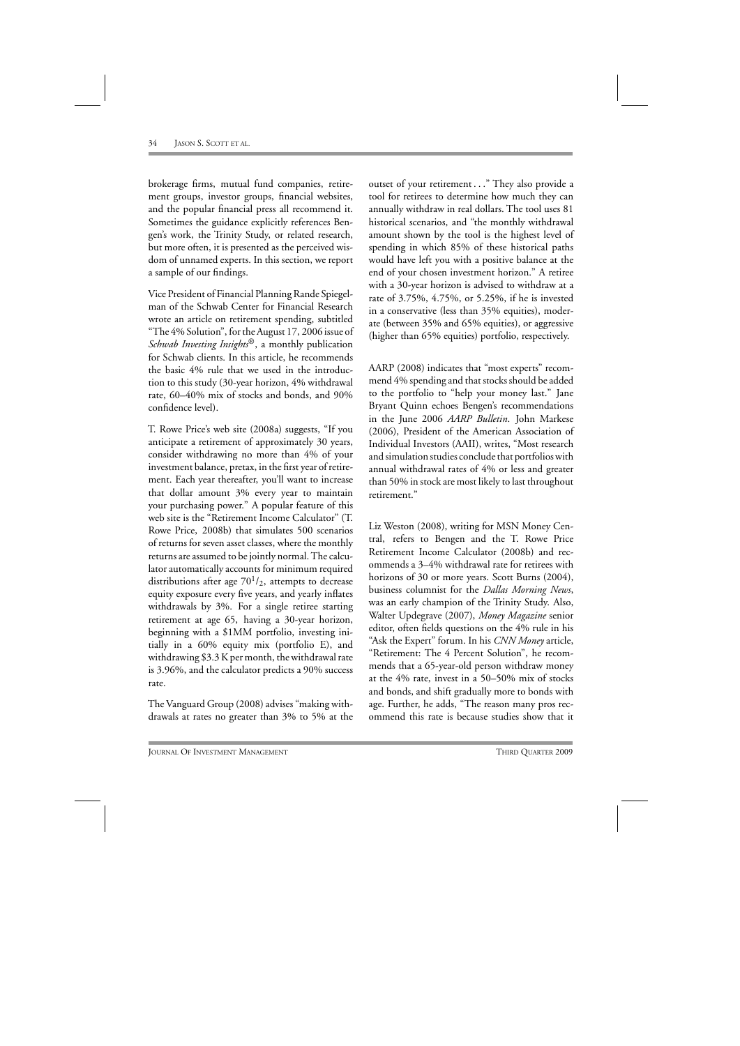brokerage firms, mutual fund companies, retirement groups, investor groups, financial websites, and the popular financial press all recommend it. Sometimes the guidance explicitly references Bengen's work, the Trinity Study, or related research, but more often, it is presented as the perceived wisdom of unnamed experts. In this section, we report a sample of our findings.

Vice President of Financial Planning Rande Spiegelman of the Schwab Center for Financial Research wrote an article on retirement spending, subtitled "The 4% Solution", for the August 17, 2006 issue of *Schwab Investing Insights*®, a monthly publication for Schwab clients. In this article, he recommends the basic 4% rule that we used in the introduction to this study (30-year horizon, 4% withdrawal rate, 60–40% mix of stocks and bonds, and 90% confidence level).

T. Rowe Price's web site (2008a) suggests, "If you anticipate a retirement of approximately 30 years, consider withdrawing no more than 4% of your investment balance, pretax, in the first year of retirement. Each year thereafter, you'll want to increase that dollar amount 3% every year to maintain your purchasing power." A popular feature of this web site is the "Retirement Income Calculator" (T. Rowe Price, 2008b) that simulates 500 scenarios of returns for seven asset classes, where the monthly returns are assumed to be jointly normal. The calculator automatically accounts for minimum required distributions after age $70^1/_2$, attempts to decrease equity exposure every five years, and yearly inflates withdrawals by 3%. For a single retiree starting retirement at age 65, having a 30-year horizon, beginning with a \$1MM portfolio, investing initially in a 60% equity mix (portfolio E), and withdrawing \$3.3 K per month, the withdrawal rate is 3.96%, and the calculator predicts a 90% success rate.

The Vanguard Group (2008) advises "making withdrawals at rates no greater than 3% to 5% at the outset of your retirement . . ." They also provide a tool for retirees to determine how much they can annually withdraw in real dollars. The tool uses 81 historical scenarios, and "the monthly withdrawal amount shown by the tool is the highest level of spending in which 85% of these historical paths would have left you with a positive balance at the end of your chosen investment horizon." A retiree with a 30-year horizon is advised to withdraw at a rate of 3.75%, 4.75%, or 5.25%, if he is invested in a conservative (less than 35% equities), moderate (between 35% and 65% equities), or aggressive (higher than 65% equities) portfolio, respectively.

AARP (2008) indicates that "most experts" recommend 4% spending and that stocks should be added to the portfolio to "help your money last." Jane Bryant Quinn echoes Bengen's recommendations in the June 2006 *AARP Bulletin*. John Markese (2006), President of the American Association of Individual Investors (AAII), writes, "Most research and simulation studies conclude that portfolios with annual withdrawal rates of 4% or less and greater than 50% in stock are most likely to last throughout retirement."

Liz Weston (2008), writing for MSN Money Central, refers to Bengen and the T. Rowe Price Retirement Income Calculator (2008b) and recommends a 3–4% withdrawal rate for retirees with horizons of 30 or more years. Scott Burns (2004), business columnist for the *Dallas Morning News*, was an early champion of the Trinity Study. Also, Walter Updegrave (2007), *Money Magazine* senior editor, often fields questions on the 4% rule in his "Ask the Expert" forum. In his *CNN Money* article, "Retirement: The 4 Percent Solution", he recommends that a 65-year-old person withdraw money at the 4% rate, invest in a 50–50% mix of stocks and bonds, and shift gradually more to bonds with age. Further, he adds, "The reason many pros recommend this rate is because studies show that it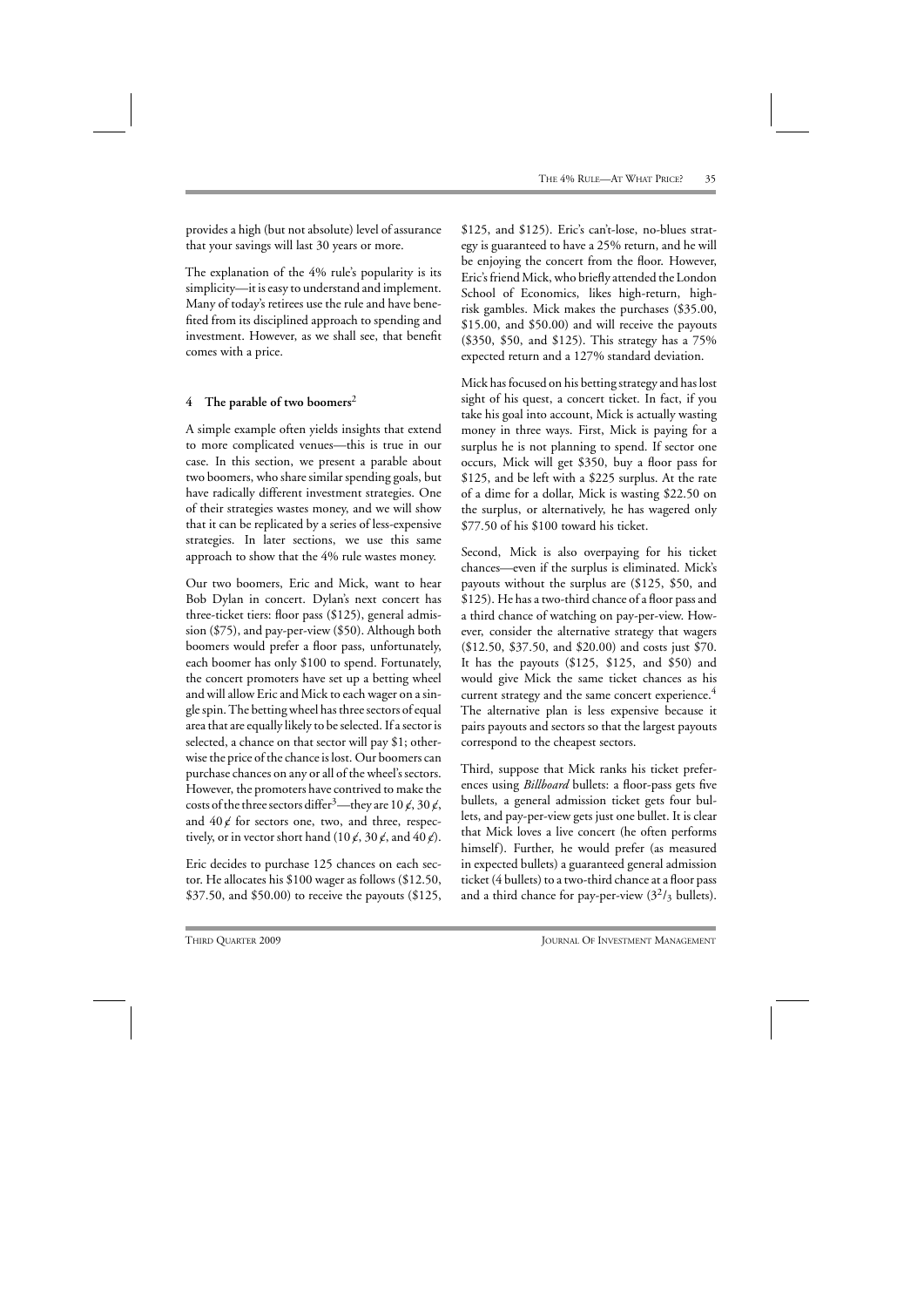provides a high (but not absolute) level of assurance that your savings will last 30 years or more.

The explanation of the 4% rule's popularity is its simplicity—it is easy to understand and implement. Many of today's retirees use the rule and have benefited from its disciplined approach to spending and investment. However, as we shall see, that benefit comes with a price.

## 4 The parable of two boomers[2]

A simple example often yields insights that extend to more complicated venues—this is true in our case. In this section, we present a parable about two boomers, who share similar spending goals, but have radically different investment strategies. One of their strategies wastes money, and we will show that it can be replicated by a series of less-expensive strategies. In later sections, we use this same approach to show that the 4% rule wastes money.

Our two boomers, Eric and Mick, want to hear Bob Dylan in concert. Dylan's next concert has three-ticket tiers: floor pass ($125), general admission ($75), and pay-per-view ($50). Although both boomers would prefer a floor pass, unfortunately, each boomer has only $100 to spend. Fortunately, the concert promoters have set up a betting wheel and will allow Eric and Mick to each wager on a single spin. The betting wheel has three sectors of equal area that are equally likely to be selected. If a sector is selected, a chance on that sector will pay $1; otherwise the price of the chance is lost. Our boomers can purchase chances on any or all of the wheel's sectors. However, the promoters have contrived to make the costs of the three sectors differ[3]—they are 10¢, 30¢, and 40¢ for sectors one, two, and three, respectively, or in vector short hand (10¢, 30¢, and 40¢).

Eric decides to purchase 125 chances on each sector. He allocates his $100 wager as follows ($12.50, $37.50, and $50.00) to receive the payouts ($125, $125, and $125). Eric's can't-lose, no-blues strategy is guaranteed to have a 25% return, and he will be enjoying the concert from the floor. However, Eric's friend Mick, who briefly attended the London School of Economics, likes high-return, high-risk gambles. Mick makes the purchases ($35.00, $15.00, and $50.00) and will receive the payouts ($350, $50, and $125). This strategy has a 75% expected return and a 127% standard deviation.

Mick has focused on his betting strategy and has lost sight of his quest, a concert ticket. In fact, if you take his goal into account, Mick is actually wasting money in three ways. First, Mick is paying for a surplus he is not planning to spend. If sector one occurs, Mick will get $350, buy a floor pass for $125, and be left with a $225 surplus. At the rate of a dime for a dollar, Mick is wasting $22.50 on the surplus, or alternatively, he has wagered only $77.50 of his $100 toward his ticket.

Second, Mick is also overpaying for his ticket chances—even if the surplus is eliminated. Mick's payouts without the surplus are ($125, $50, and $125). He has a two-third chance of a floor pass and a third chance of watching on pay-per-view. However, consider the alternative strategy that wagers ($12.50, $37.50, and $20.00) and costs just $70. It has the payouts ($125, $125, and $50) and would give Mick the same ticket chances as his current strategy and the same concert experience.[4] The alternative plan is less expensive because it pairs payouts and sectors so that the largest payouts correspond to the cheapest sectors.

Third, suppose that Mick ranks his ticket preferences using *Billboard* bullets: a floor-pass gets five bullets, a general admission ticket gets four bullets, and pay-per-view gets just one bullet. It is clear that Mick loves a live concert (he often performs himself). Further, he would prefer (as measured in expected bullets) a guaranteed general admission ticket (4 bullets) to a two-third chance at a floor pass and a third chance for pay-per-view ($3^2/_3$ bullets).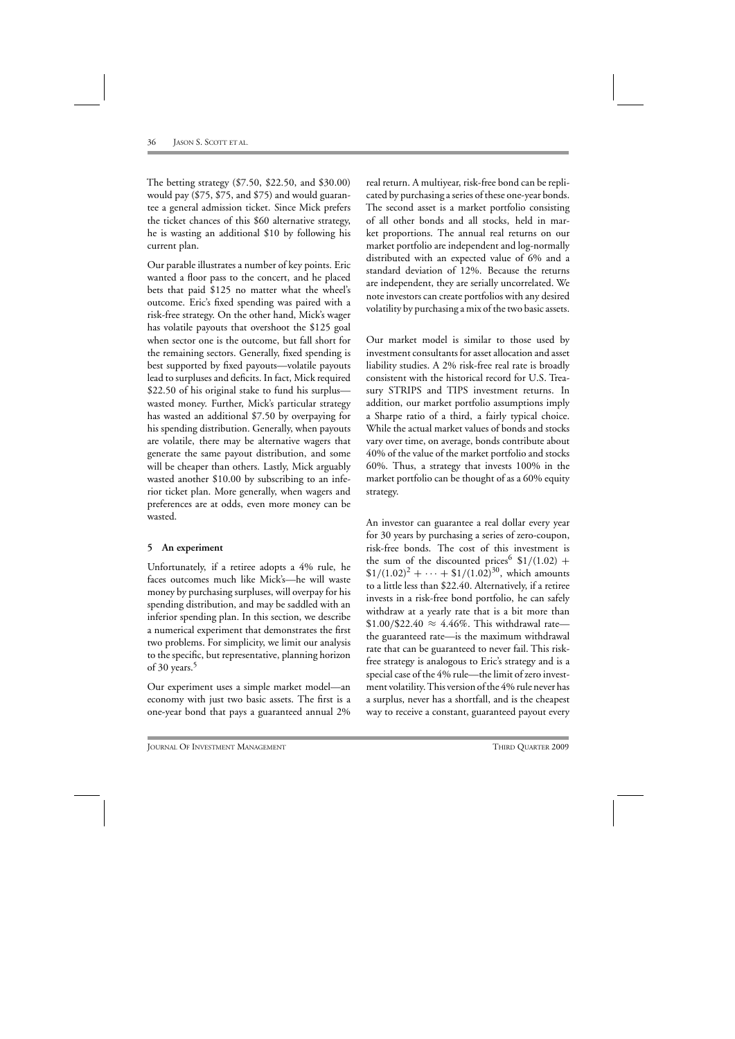The betting strategy (\$7.50, \$22.50, and \$30.00) would pay (\$75, \$75, and \$75) and would guarantee a general admission ticket. Since Mick prefers the ticket chances of this \$60 alternative strategy, he is wasting an additional \$10 by following his current plan.

Our parable illustrates a number of key points. Eric wanted a floor pass to the concert, and he placed bets that paid \$125 no matter what the wheel's outcome. Eric's fixed spending was paired with a risk-free strategy. On the other hand, Mick's wager has volatile payouts that overshoot the \$125 goal when sector one is the outcome, but fall short for the remaining sectors. Generally, fixed spending is best supported by fixed payouts—volatile payouts lead to surpluses and deficits. In fact, Mick required \$22.50 of his original stake to fund his surplus—wasted money. Further, Mick's particular strategy has wasted an additional \$7.50 by overpaying for his spending distribution. Generally, when payouts are volatile, there may be alternative wagers that generate the same payout distribution, and some will be cheaper than others. Lastly, Mick arguably wasted another \$10.00 by subscribing to an inferior ticket plan. More generally, when wagers and preferences are at odds, even more money can be wasted.

## 5 An experiment

Unfortunately, if a retiree adopts a 4% rule, he faces outcomes much like Mick's—he will waste money by purchasing surpluses, will overpay for his spending distribution, and may be saddled with an inferior spending plan. In this section, we describe a numerical experiment that demonstrates the first two problems. For simplicity, we limit our analysis to the specific, but representative, planning horizon of 30 years.[5]

Our experiment uses a simple market model—an economy with just two basic assets. The first is a one-year bond that pays a guaranteed annual 2% real return. A multiyear, risk-free bond can be replicated by purchasing a series of these one-year bonds. The second asset is a market portfolio consisting of all other bonds and all stocks, held in market proportions. The annual real returns on our market portfolio are independent and log-normally distributed with an expected value of 6% and a standard deviation of 12%. Because the returns are independent, they are serially uncorrelated. We note investors can create portfolios with any desired volatility by purchasing a mix of the two basic assets.

Our market model is similar to those used by investment consultants for asset allocation and asset liability studies. A 2% risk-free real rate is broadly consistent with the historical record for U.S. Treasury STRIPS and TIPS investment returns. In addition, our market portfolio assumptions imply a Sharpe ratio of a third, a fairly typical choice. While the actual market values of bonds and stocks vary over time, on average, bonds contribute about 40% of the value of the market portfolio and stocks 60%. Thus, a strategy that invests 100% in the market portfolio can be thought of as a 60% equity strategy.

An investor can guarantee a real dollar every year for 30 years by purchasing a series of zero-coupon, risk-free bonds. The cost of this investment is the sum of the discounted prices[6] $\$1/(1.02) + \$1/(1.02)^2 + \cdots + \$1/(1.02)^{30}$, which amounts to a little less than \$22.40. Alternatively, if a retiree invests in a risk-free bond portfolio, he can safely withdraw at a yearly rate that is a bit more than $\$1.00/\$22.40 \approx 4.46\%$. This withdrawal rate—the guaranteed rate—is the maximum withdrawal rate that can be guaranteed to never fail. This risk-free strategy is analogous to Eric's strategy and is a special case of the 4% rule—the limit of zero investment volatility. This version of the 4% rule never has a surplus, never has a shortfall, and is the cheapest way to receive a constant, guaranteed payout every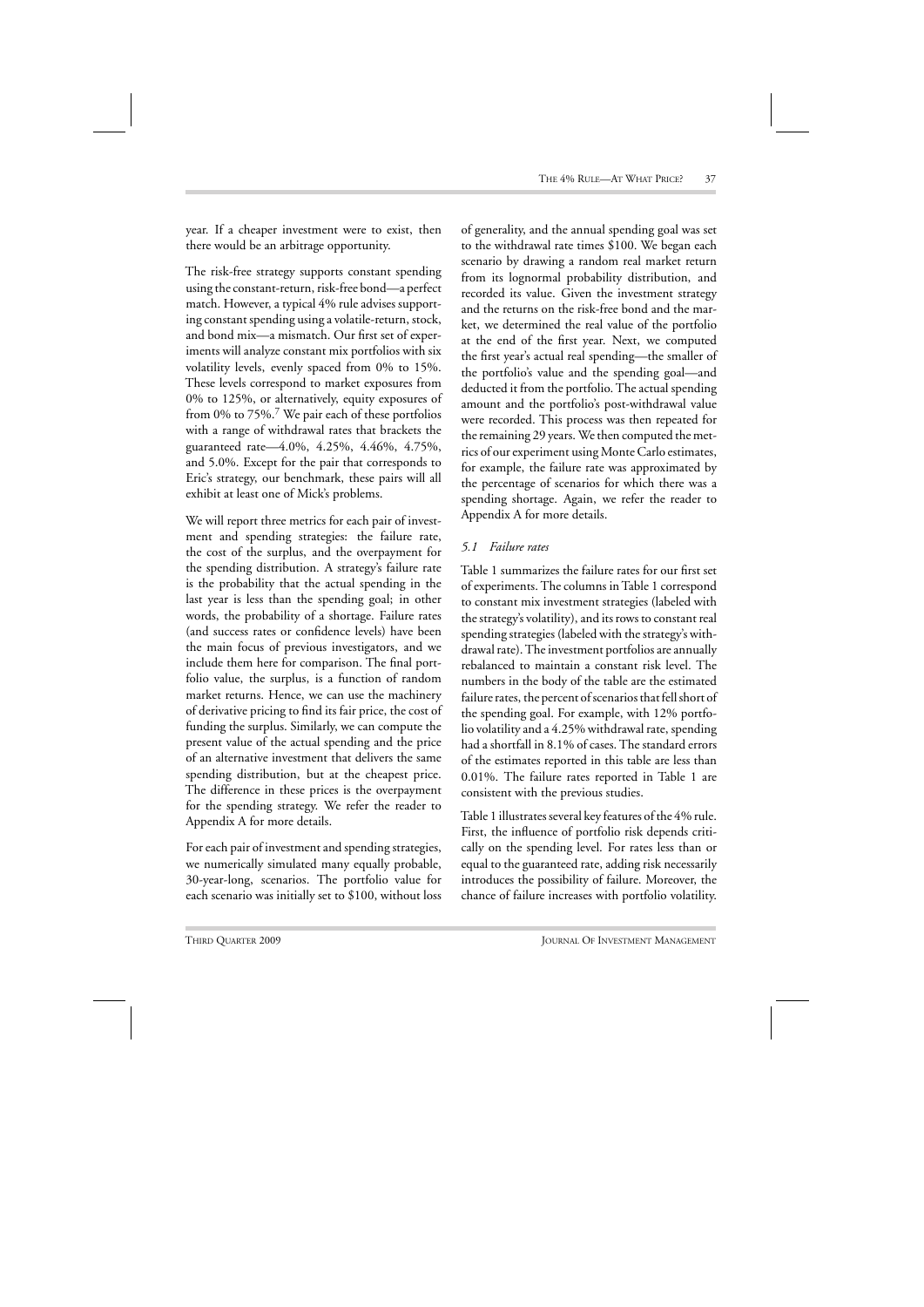year. If a cheaper investment were to exist, then there would be an arbitrage opportunity.

The risk-free strategy supports constant spending using the constant-return, risk-free bond—a perfect match. However, a typical 4% rule advises supporting constant spending using a volatile-return, stock, and bond mix—a mismatch. Our first set of experiments will analyze constant mix portfolios with six volatility levels, evenly spaced from 0% to 15%. These levels correspond to market exposures from 0% to 125%, or alternatively, equity exposures of from 0% to 75%.[7] We pair each of these portfolios with a range of withdrawal rates that brackets the guaranteed rate—4.0%, 4.25%, 4.46%, 4.75%, and 5.0%. Except for the pair that corresponds to Eric's strategy, our benchmark, these pairs will all exhibit at least one of Mick's problems.

We will report three metrics for each pair of investment and spending strategies: the failure rate, the cost of the surplus, and the overpayment for the spending distribution. A strategy's failure rate is the probability that the actual spending in the last year is less than the spending goal; in other words, the probability of a shortage. Failure rates (and success rates or confidence levels) have been the main focus of previous investigators, and we include them here for comparison. The final portfolio value, the surplus, is a function of random market returns. Hence, we can use the machinery of derivative pricing to find its fair price, the cost of funding the surplus. Similarly, we can compute the present value of the actual spending and the price of an alternative investment that delivers the same spending distribution, but at the cheapest price. The difference in these prices is the overpayment for the spending strategy. We refer the reader to Appendix A for more details.

For each pair of investment and spending strategies, we numerically simulated many equally probable, 30-year-long, scenarios. The portfolio value for each scenario was initially set to \$100, without loss of generality, and the annual spending goal was set to the withdrawal rate times \$100. We began each scenario by drawing a random real market return from its lognormal probability distribution, and recorded its value. Given the investment strategy and the returns on the risk-free bond and the market, we determined the real value of the portfolio at the end of the first year. Next, we computed the first year's actual real spending—the smaller of the portfolio's value and the spending goal—and deducted it from the portfolio. The actual spending amount and the portfolio's post-withdrawal value were recorded. This process was then repeated for the remaining 29 years. We then computed the metrics of our experiment using Monte Carlo estimates, for example, the failure rate was approximated by the percentage of scenarios for which there was a spending shortage. Again, we refer the reader to Appendix A for more details.

### *5.1 Failure rates*

Table 1 summarizes the failure rates for our first set of experiments. The columns in Table 1 correspond to constant mix investment strategies (labeled with the strategy's volatility), and its rows to constant real spending strategies (labeled with the strategy's withdrawal rate). The investment portfolios are annually rebalanced to maintain a constant risk level. The numbers in the body of the table are the estimated failure rates, the percent of scenarios that fell short of the spending goal. For example, with 12% portfolio volatility and a 4.25% withdrawal rate, spending had a shortfall in 8.1% of cases. The standard errors of the estimates reported in this table are less than 0.01%. The failure rates reported in Table 1 are consistent with the previous studies.

Table 1 illustrates several key features of the 4% rule. First, the influence of portfolio risk depends critically on the spending level. For rates less than or equal to the guaranteed rate, adding risk necessarily introduces the possibility of failure. Moreover, the chance of failure increases with portfolio volatility.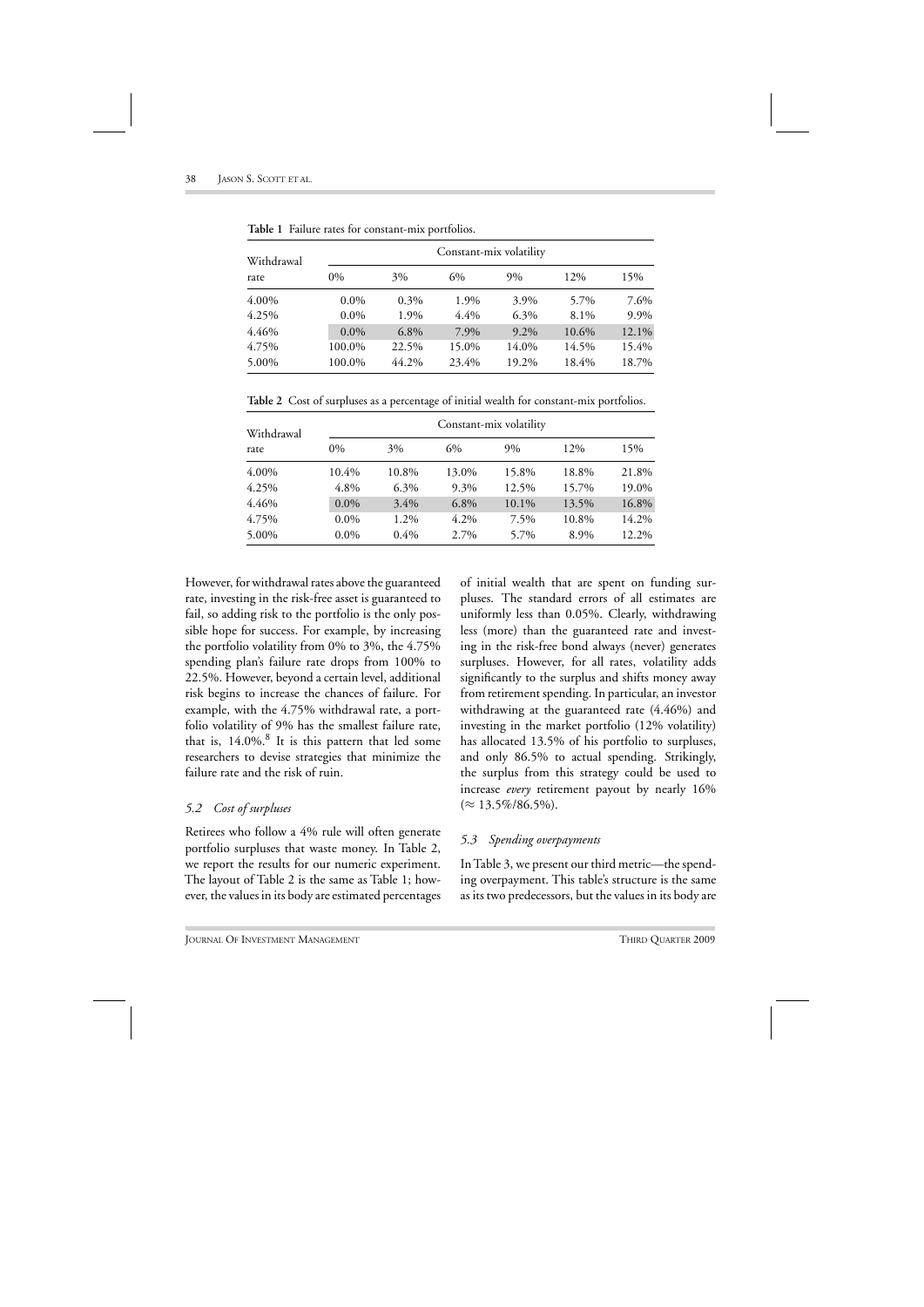**Table 1** Failure rates for constant-mix portfolios.

| Withdrawal rate | Constant-mix volatility | | | | | |
|---|---|---|---|---|---|---|
| | 0% | 3% | 6% | 9% | 12% | 15% |
| 4.00% | 0.0% | 0.3% | 1.9% | 3.9% | 5.7% | 7.6% |
| 4.25% | 0.0% | 1.9% | 4.4% | 6.3% | 8.1% | 9.9% |
| 4.46% | 0.0% | 6.8% | 7.9% | 9.2% | 10.6% | 12.1% |
| 4.75% | 100.0% | 22.5% | 15.0% | 14.0% | 14.5% | 15.4% |
| 5.00% | 100.0% | 44.2% | 23.4% | 19.2% | 18.4% | 18.7% |

**Table 2** Cost of surpluses as a percentage of initial wealth for constant-mix portfolios.

| Withdrawal rate | Constant-mix volatility | | | | | |
|---|---|---|---|---|---|---|
| | 0% | 3% | 6% | 9% | 12% | 15% |
| 4.00% | 10.4% | 10.8% | 13.0% | 15.8% | 18.8% | 21.8% |
| 4.25% | 4.8% | 6.3% | 9.3% | 12.5% | 15.7% | 19.0% |
| 4.46% | 0.0% | 3.4% | 6.8% | 10.1% | 13.5% | 16.8% |
| 4.75% | 0.0% | 1.2% | 4.2% | 7.5% | 10.8% | 14.2% |
| 5.00% | 0.0% | 0.4% | 2.7% | 5.7% | 8.9% | 12.2% |

However, for withdrawal rates above the guaranteed rate, investing in the risk-free asset is guaranteed to fail, so adding risk to the portfolio is the only possible hope for success. For example, by increasing the portfolio volatility from 0% to 3%, the 4.75% spending plan's failure rate drops from 100% to 22.5%. However, beyond a certain level, additional risk begins to increase the chances of failure. For example, with the 4.75% withdrawal rate, a portfolio volatility of 9% has the smallest failure rate, that is, 14.0%.[8] It is this pattern that led some researchers to devise strategies that minimize the failure rate and the risk of ruin.

### *5.2 Cost of surpluses*

Retirees who follow a 4% rule will often generate portfolio surpluses that waste money. In Table 2, we report the results for our numeric experiment. The layout of Table 2 is the same as Table 1; however, the values in its body are estimated percentages of initial wealth that are spent on funding surpluses. The standard errors of all estimates are uniformly less than 0.05%. Clearly, withdrawing less (more) than the guaranteed rate and investing in the risk-free bond always (never) generates surpluses. However, for all rates, volatility adds significantly to the surplus and shifts money away from retirement spending. In particular, an investor withdrawing at the guaranteed rate (4.46%) and investing in the market portfolio (12% volatility) has allocated 13.5% of his portfolio to surpluses, and only 86.5% to actual spending. Strikingly, the surplus from this strategy could be used to increase *every* retirement payout by nearly 16% ($\approx$ 13.5%/86.5%).

### *5.3 Spending overpayments*

In Table 3, we present our third metric—the spending overpayment. This table's structure is the same as its two predecessors, but the values in its body are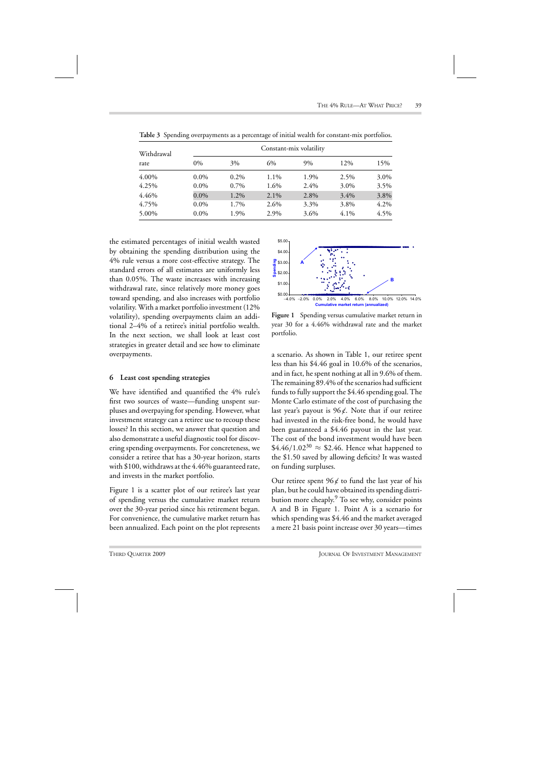**Table 3** Spending overpayments as a percentage of initial wealth for constant-mix portfolios.

| Withdrawal rate | Constant-mix volatility | | | | | |
|---|---|---|---|---|---|---|
| | 0% | 3% | 6% | 9% | 12% | 15% |
| 4.00% | 0.0% | 0.2% | 1.1% | 1.9% | 2.5% | 3.0% |
| 4.25% | 0.0% | 0.7% | 1.6% | 2.4% | 3.0% | 3.5% |
| 4.46% | 0.0% | 1.2% | 2.1% | 2.8% | 3.4% | 3.8% |
| 4.75% | 0.0% | 1.7% | 2.6% | 3.3% | 3.8% | 4.2% |
| 5.00% | 0.0% | 1.9% | 2.9% | 3.6% | 4.1% | 4.5% |

the estimated percentages of initial wealth wasted by obtaining the spending distribution using the 4% rule versus a more cost-effective strategy. The standard errors of all estimates are uniformly less than 0.05%. The waste increases with increasing withdrawal rate, since relatively more money goes toward spending, and also increases with portfolio volatility. With a market portfolio investment (12% volatility), spending overpayments claim an additional 2–4% of a retiree's initial portfolio wealth. In the next section, we shall look at least cost strategies in greater detail and see how to eliminate overpayments.

## 6 Least cost spending strategies

We have identified and quantified the 4% rule's first two sources of waste—funding unspent surpluses and overpaying for spending. However, what investment strategy can a retiree use to recoup these losses? In this section, we answer that question and also demonstrate a useful diagnostic tool for discovering spending overpayments. For concreteness, we consider a retiree that has a 30-year horizon, starts with \$100, withdraws at the 4.46% guaranteed rate, and invests in the market portfolio.

Figure 1 is a scatter plot of our retiree's last year of spending versus the cumulative market return over the 30-year period since his retirement began. For convenience, the cumulative market return has been annualized. Each point on the plot represents a scenario. As shown in Table 1, our retiree spent less than his \$4.46 goal in 10.6% of the scenarios, and in fact, he spent nothing at all in 9.6% of them. The remaining 89.4% of the scenarios had sufficient funds to fully support the \$4.46 spending goal. The Monte Carlo estimate of the cost of purchasing the last year's payout is 96¢. Note that if our retiree had invested in the risk-free bond, he would have been guaranteed a \$4.46 payout in the last year. The cost of the bond investment would have been $\$4.46/1.02^{30} \approx \$2.46$. Hence what happened to the \$1.50 saved by allowing deficits? It was wasted on funding surpluses.

**Figure 1** Spending versus cumulative market return in year 30 for a 4.46% withdrawal rate and the market portfolio.

Our retiree spent 96¢ to fund the last year of his plan, but he could have obtained its spending distribution more cheaply.[9] To see why, consider points A and B in Figure 1. Point A is a scenario for which spending was \$4.46 and the market averaged a mere 21 basis point increase over 30 years—times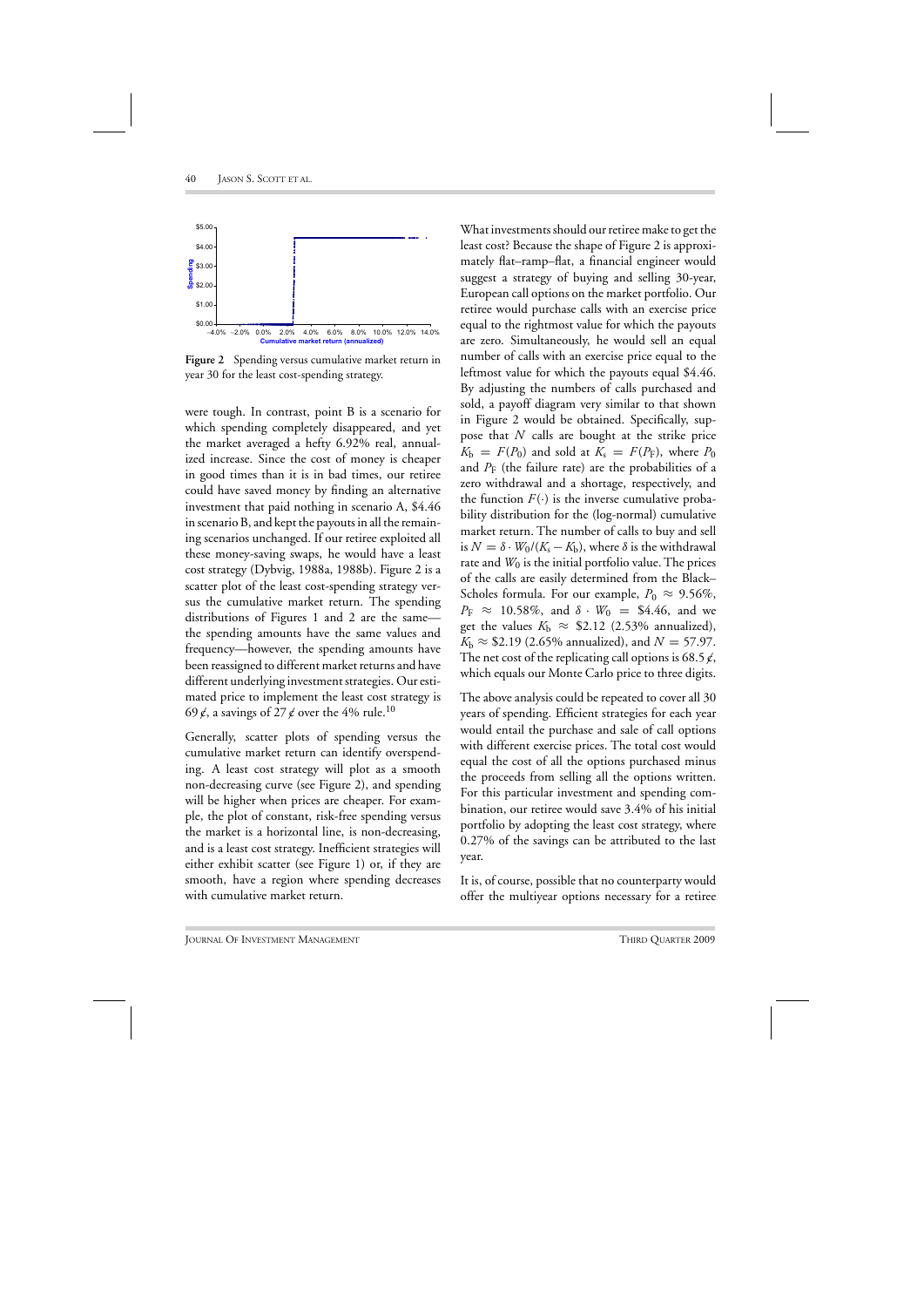Figure 2 Spending versus cumulative market return in year 30 for the least cost-spending strategy.

were tough. In contrast, point B is a scenario for which spending completely disappeared, and yet the market averaged a hefty 6.92% real, annualized increase. Since the cost of money is cheaper in good times than it is in bad times, our retiree could have saved money by finding an alternative investment that paid nothing in scenario A, \$4.46 in scenario B, and kept the payouts in all the remaining scenarios unchanged. If our retiree exploited all these money-saving swaps, he would have a least cost strategy (Dybvig, 1988a, 1988b). Figure 2 is a scatter plot of the least cost-spending strategy versus the cumulative market return. The spending distributions of Figures 1 and 2 are the same—the spending amounts have the same values and frequency—however, the spending amounts have been reassigned to different market returns and have different underlying investment strategies. Our estimated price to implement the least cost strategy is 69¢, a savings of 27¢ over the 4% rule.[10]

Generally, scatter plots of spending versus the cumulative market return can identify overspending. A least cost strategy will plot as a smooth non-decreasing curve (see Figure 2), and spending will be higher when prices are cheaper. For example, the plot of constant, risk-free spending versus the market is a horizontal line, is non-decreasing, and is a least cost strategy. Inefficient strategies will either exhibit scatter (see Figure 1) or, if they are smooth, have a region where spending decreases with cumulative market return.

What investments should our retiree make to get the least cost? Because the shape of Figure 2 is approximately flat–ramp–flat, a financial engineer would suggest a strategy of buying and selling 30-year, European call options on the market portfolio. Our retiree would purchase calls with an exercise price equal to the rightmost value for which the payouts are zero. Simultaneously, he would sell an equal number of calls with an exercise price equal to the leftmost value for which the payouts equal \$4.46. By adjusting the numbers of calls purchased and sold, a payoff diagram very similar to that shown in Figure 2 would be obtained. Specifically, suppose that $N$ calls are bought at the strike price $K_b = F(P_0)$ and sold at $K_s = F(P_F)$, where $P_0$ and $P_F$ (the failure rate) are the probabilities of a zero withdrawal and a shortage, respectively, and the function $F(\cdot)$ is the inverse cumulative probability distribution for the (log-normal) cumulative market return. The number of calls to buy and sell is $N = \delta \cdot W_0/(K_s - K_b)$, where $\delta$ is the withdrawal rate and $W_0$ is the initial portfolio value. The prices of the calls are easily determined from the Black–Scholes formula. For our example, $P_0 \approx 9.56\%$, $P_F \approx 10.58\%$, and $\delta \cdot W_0 = \$4.46$, and we get the values $K_b \approx \$2.12$ (2.53% annualized), $K_s \approx \$2.19$ (2.65% annualized), and $N = 57.97$. The net cost of the replicating call options is 68.5¢, which equals our Monte Carlo price to three digits.

The above analysis could be repeated to cover all 30 years of spending. Efficient strategies for each year would entail the purchase and sale of call options with different exercise prices. The total cost would equal the cost of all the options purchased minus the proceeds from selling all the options written. For this particular investment and spending combination, our retiree would save 3.4% of his initial portfolio by adopting the least cost strategy, where 0.27% of the savings can be attributed to the last year.

It is, of course, possible that no counterparty would offer the multiyear options necessary for a retiree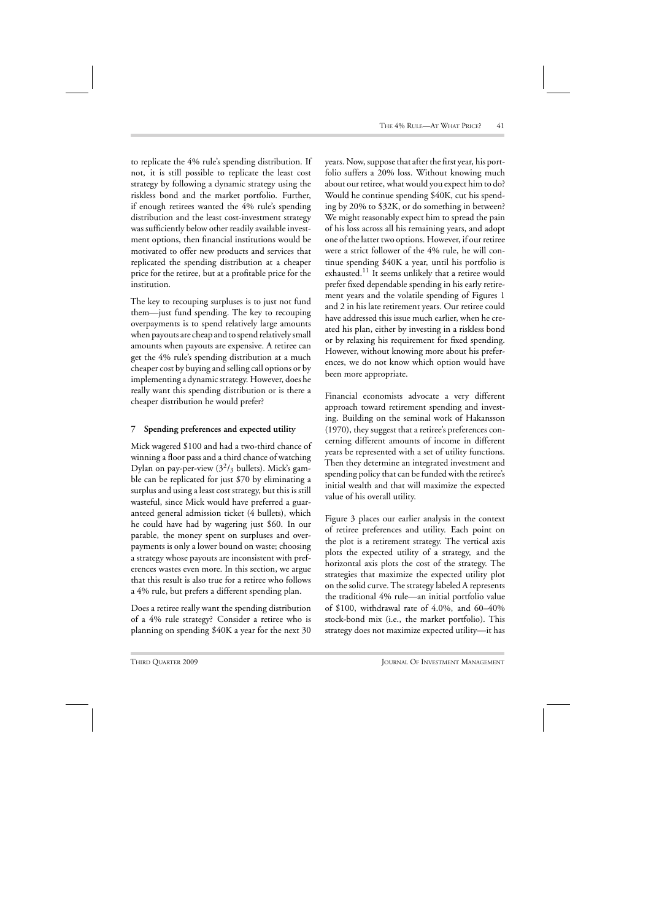to replicate the 4% rule's spending distribution. If not, it is still possible to replicate the least cost strategy by following a dynamic strategy using the riskless bond and the market portfolio. Further, if enough retirees wanted the 4% rule's spending distribution and the least cost-investment strategy was sufficiently below other readily available investment options, then financial institutions would be motivated to offer new products and services that replicated the spending distribution at a cheaper price for the retiree, but at a profitable price for the institution.

The key to recouping surpluses is to just not fund them—just fund spending. The key to recouping overpayments is to spend relatively large amounts when payouts are cheap and to spend relatively small amounts when payouts are expensive. A retiree can get the 4% rule's spending distribution at a much cheaper cost by buying and selling call options or by implementing a dynamic strategy. However, does he really want this spending distribution or is there a cheaper distribution he would prefer?

## 7 Spending preferences and expected utility

Mick wagered \$100 and had a two-third chance of winning a floor pass and a third chance of watching Dylan on pay-per-view ($3^2/_3$ bullets). Mick's gamble can be replicated for just \$70 by eliminating a surplus and using a least cost strategy, but this is still wasteful, since Mick would have preferred a guaranteed general admission ticket (4 bullets), which he could have had by wagering just \$60. In our parable, the money spent on surpluses and overpayments is only a lower bound on waste; choosing a strategy whose payouts are inconsistent with preferences wastes even more. In this section, we argue that this result is also true for a retiree who follows a 4% rule, but prefers a different spending plan.

Does a retiree really want the spending distribution of a 4% rule strategy? Consider a retiree who is planning on spending \$40K a year for the next 30 years. Now, suppose that after the first year, his portfolio suffers a 20% loss. Without knowing much about our retiree, what would you expect him to do? Would he continue spending \$40K, cut his spending by 20% to \$32K, or do something in between? We might reasonably expect him to spread the pain of his loss across all his remaining years, and adopt one of the latter two options. However, if our retiree were a strict follower of the 4% rule, he will continue spending \$40K a year, until his portfolio is exhausted.[11] It seems unlikely that a retiree would prefer fixed dependable spending in his early retirement years and the volatile spending of Figures 1 and 2 in his late retirement years. Our retiree could have addressed this issue much earlier, when he created his plan, either by investing in a riskless bond or by relaxing his requirement for fixed spending. However, without knowing more about his preferences, we do not know which option would have been more appropriate.

Financial economists advocate a very different approach toward retirement spending and investing. Building on the seminal work of Hakansson (1970), they suggest that a retiree's preferences concerning different amounts of income in different years be represented with a set of utility functions. Then they determine an integrated investment and spending policy that can be funded with the retiree's initial wealth and that will maximize the expected value of his overall utility.

Figure 3 places our earlier analysis in the context of retiree preferences and utility. Each point on the plot is a retirement strategy. The vertical axis plots the expected utility of a strategy, and the horizontal axis plots the cost of the strategy. The strategies that maximize the expected utility plot on the solid curve. The strategy labeled A represents the traditional 4% rule—an initial portfolio value of \$100, withdrawal rate of 4.0%, and 60–40% stock-bond mix (i.e., the market portfolio). This strategy does not maximize expected utility—it has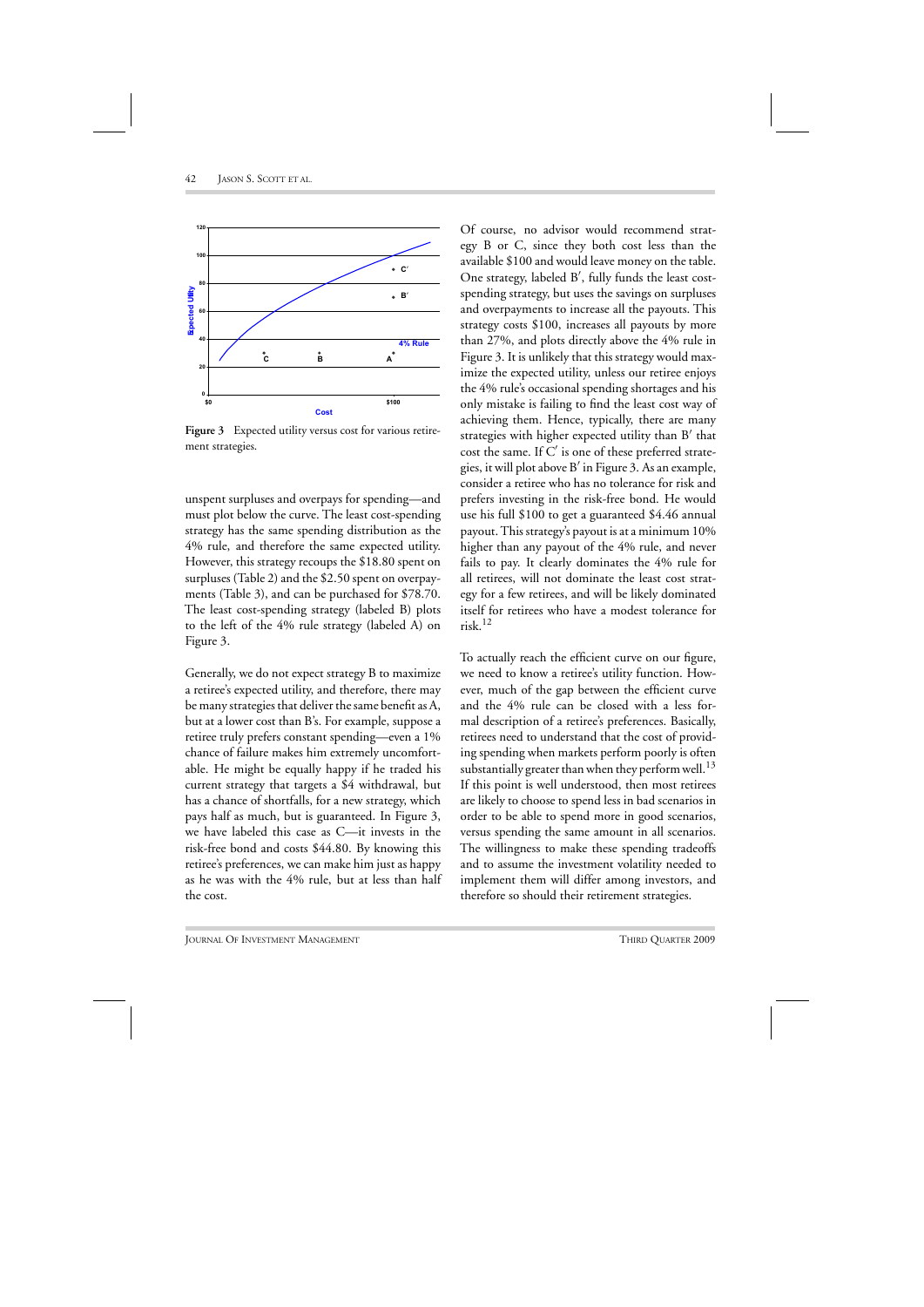**Figure 3** Expected utility versus cost for various retirement strategies.

unspent surpluses and overpays for spending—and must plot below the curve. The least cost-spending strategy has the same spending distribution as the 4% rule, and therefore the same expected utility. However, this strategy recoups the \$18.80 spent on surpluses (Table 2) and the \$2.50 spent on overpayments (Table 3), and can be purchased for \$78.70. The least cost-spending strategy (labeled B) plots to the left of the 4% rule strategy (labeled A) on Figure 3.

Generally, we do not expect strategy B to maximize a retiree's expected utility, and therefore, there may be many strategies that deliver the same benefit as A, but at a lower cost than B's. For example, suppose a retiree truly prefers constant spending—even a 1% chance of failure makes him extremely uncomfortable. He might be equally happy if he traded his current strategy that targets a \$4 withdrawal, but has a chance of shortfalls, for a new strategy, which pays half as much, but is guaranteed. In Figure 3, we have labeled this case as C—it invests in the risk-free bond and costs \$44.80. By knowing this retiree's preferences, we can make him just as happy as he was with the 4% rule, but at less than half the cost.

Of course, no advisor would recommend strategy B or C, since they both cost less than the available \$100 and would leave money on the table. One strategy, labeled B′, fully funds the least cost-spending strategy, but uses the savings on surpluses and overpayments to increase all the payouts. This strategy costs \$100, increases all payouts by more than 27%, and plots directly above the 4% rule in Figure 3. It is unlikely that this strategy would maximize the expected utility, unless our retiree enjoys the 4% rule's occasional spending shortages and his only mistake is failing to find the least cost way of achieving them. Hence, typically, there are many strategies with higher expected utility than B′ that cost the same. If C′ is one of these preferred strategies, it will plot above B′ in Figure 3. As an example, consider a retiree who has no tolerance for risk and prefers investing in the risk-free bond. He would use his full \$100 to get a guaranteed \$4.46 annual payout. This strategy's payout is at a minimum 10% higher than any payout of the 4% rule, and never fails to pay. It clearly dominates the 4% rule for all retirees, will not dominate the least cost strategy for a few retirees, and will be likely dominated itself for retirees who have a modest tolerance for risk.[12]

To actually reach the efficient curve on our figure, we need to know a retiree's utility function. However, much of the gap between the efficient curve and the 4% rule can be closed with a less formal description of a retiree's preferences. Basically, retirees need to understand that the cost of providing spending when markets perform poorly is often substantially greater than when they perform well.[13] If this point is well understood, then most retirees are likely to choose to spend less in bad scenarios in order to be able to spend more in good scenarios, versus spending the same amount in all scenarios. The willingness to make these spending tradeoffs and to assume the investment volatility needed to implement them will differ among investors, and therefore so should their retirement strategies.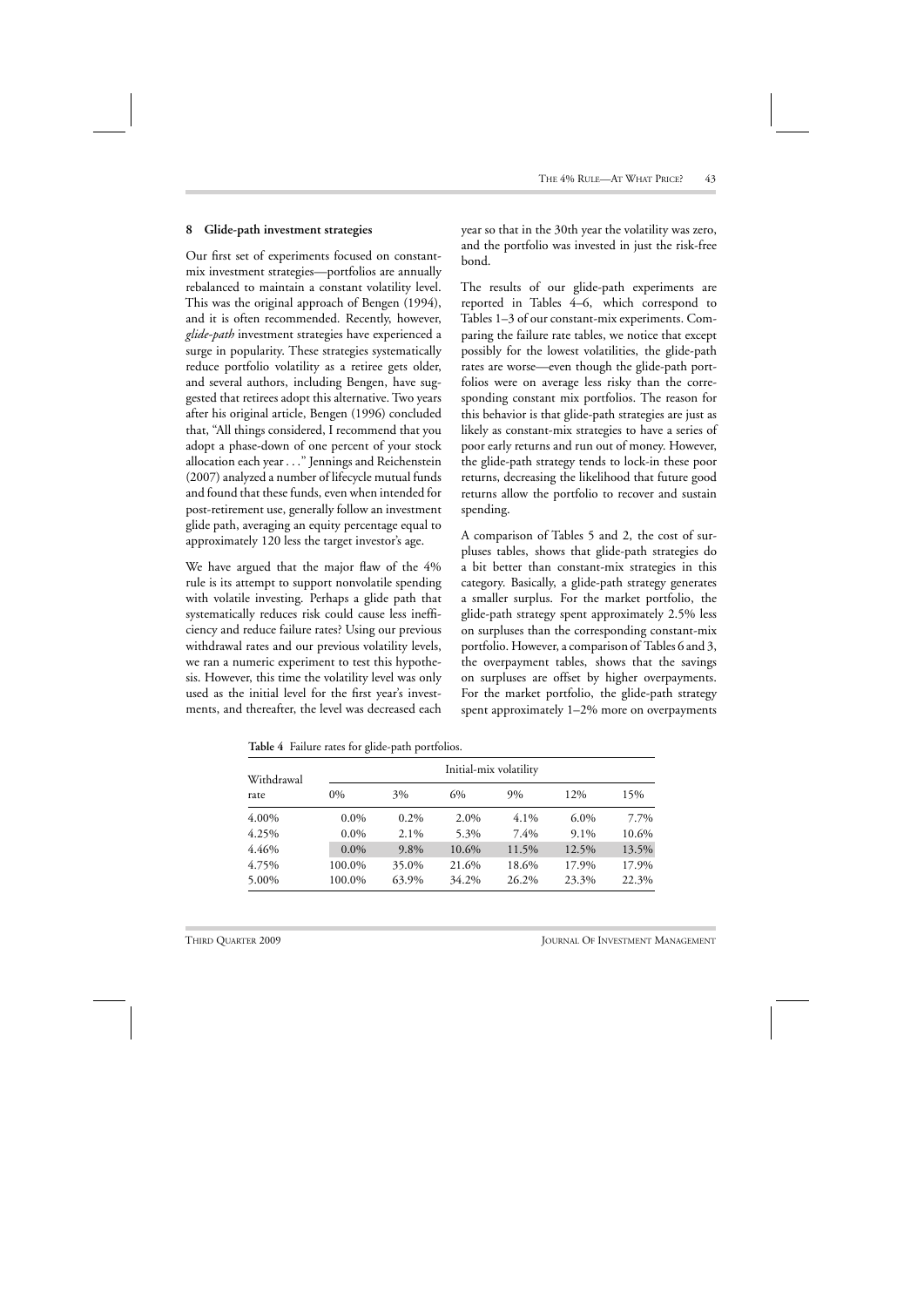## 8 Glide-path investment strategies

Our first set of experiments focused on constant-mix investment strategies—portfolios are annually rebalanced to maintain a constant volatility level. This was the original approach of Bengen (1994), and it is often recommended. Recently, however, *glide-path* investment strategies have experienced a surge in popularity. These strategies systematically reduce portfolio volatility as a retiree gets older, and several authors, including Bengen, have suggested that retirees adopt this alternative. Two years after his original article, Bengen (1996) concluded that, "All things considered, I recommend that you adopt a phase-down of one percent of your stock allocation each year ..." Jennings and Reichenstein (2007) analyzed a number of lifecycle mutual funds and found that these funds, even when intended for post-retirement use, generally follow an investment glide path, averaging an equity percentage equal to approximately 120 less the target investor's age.

We have argued that the major flaw of the 4% rule is its attempt to support nonvolatile spending with volatile investing. Perhaps a glide path that systematically reduces risk could cause less inefficiency and reduce failure rates? Using our previous withdrawal rates and our previous volatility levels, we ran a numeric experiment to test this hypothesis. However, this time the volatility level was only used as the initial level for the first year's investments, and thereafter, the level was decreased each year so that in the 30th year the volatility was zero, and the portfolio was invested in just the risk-free bond.

The results of our glide-path experiments are reported in Tables 4–6, which correspond to Tables 1–3 of our constant-mix experiments. Comparing the failure rate tables, we notice that except possibly for the lowest volatilities, the glide-path rates are worse—even though the glide-path portfolios were on average less risky than the corresponding constant mix portfolios. The reason for this behavior is that glide-path strategies are just as likely as constant-mix strategies to have a series of poor early returns and run out of money. However, the glide-path strategy tends to lock-in these poor returns, decreasing the likelihood that future good returns allow the portfolio to recover and sustain spending.

A comparison of Tables 5 and 2, the cost of surpluses tables, shows that glide-path strategies do a bit better than constant-mix strategies in this category. Basically, a glide-path strategy generates a smaller surplus. For the market portfolio, the glide-path strategy spent approximately 2.5% less on surpluses than the corresponding constant-mix portfolio. However, a comparison of Tables 6 and 3, the overpayment tables, shows that the savings on surpluses are offset by higher overpayments. For the market portfolio, the glide-path strategy spent approximately 1–2% more on overpayments

**Table 4** Failure rates for glide-path portfolios.

| Withdrawal rate | Initial-mix volatility | | | | | |
|---|---|---|---|---|---|---|
| | 0% | 3% | 6% | 9% | 12% | 15% |
| 4.00% | 0.0% | 0.2% | 2.0% | 4.1% | 6.0% | 7.7% |
| 4.25% | 0.0% | 2.1% | 5.3% | 7.4% | 9.1% | 10.6% |
| 4.46% | 0.0% | 9.8% | 10.6% | 11.5% | 12.5% | 13.5% |
| 4.75% | 100.0% | 35.0% | 21.6% | 18.6% | 17.9% | 17.9% |
| 5.00% | 100.0% | 63.9% | 34.2% | 26.2% | 23.3% | 22.3% |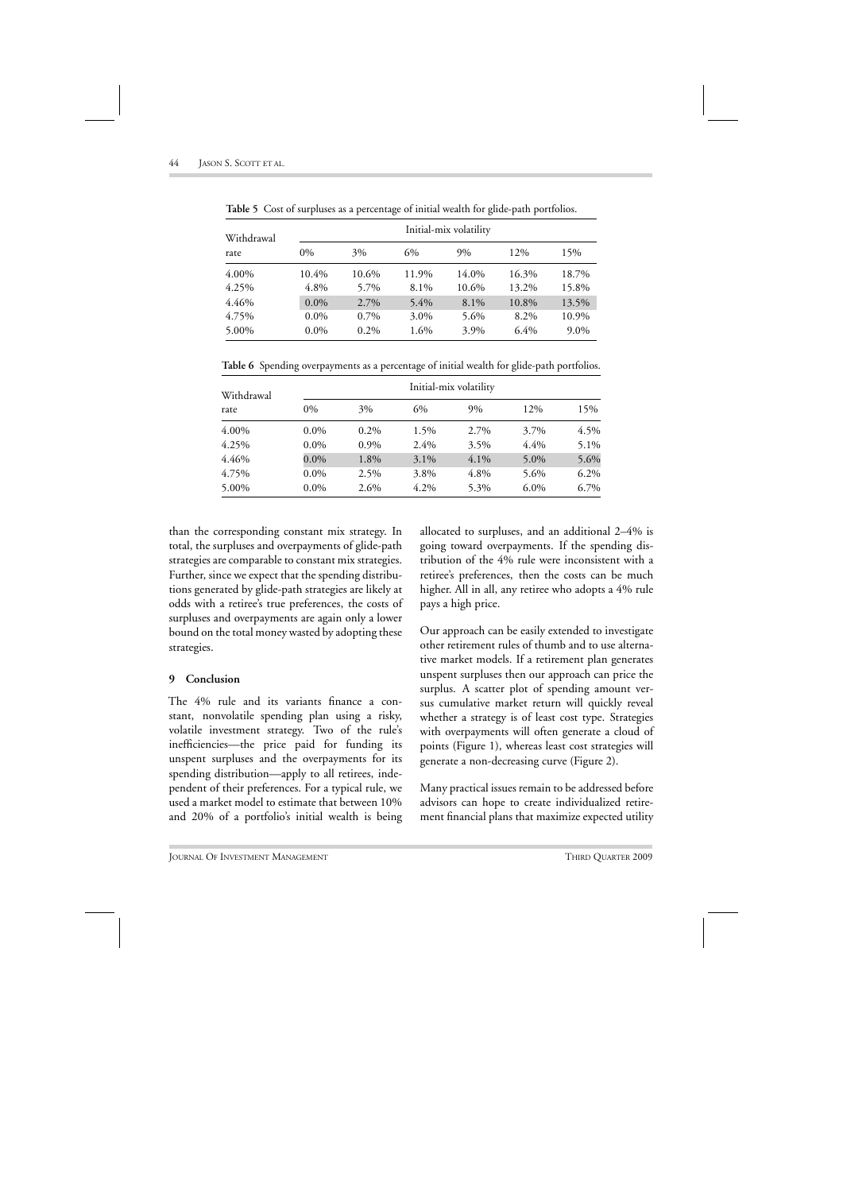**Table 5** Cost of surpluses as a percentage of initial wealth for glide-path portfolios.

| Withdrawal rate | Initial-mix volatility | | | | | |
|---|---|---|---|---|---|---|
| | 0% | 3% | 6% | 9% | 12% | 15% |
| 4.00% | 10.4% | 10.6% | 11.9% | 14.0% | 16.3% | 18.7% |
| 4.25% | 4.8% | 5.7% | 8.1% | 10.6% | 13.2% | 15.8% |
| 4.46% | 0.0% | 2.7% | 5.4% | 8.1% | 10.8% | 13.5% |
| 4.75% | 0.0% | 0.7% | 3.0% | 5.6% | 8.2% | 10.9% |
| 5.00% | 0.0% | 0.2% | 1.6% | 3.9% | 6.4% | 9.0% |

**Table 6** Spending overpayments as a percentage of initial wealth for glide-path portfolios.

| Withdrawal rate | Initial-mix volatility | | | | | |
|---|---|---|---|---|---|---|
| | 0% | 3% | 6% | 9% | 12% | 15% |
| 4.00% | 0.0% | 0.2% | 1.5% | 2.7% | 3.7% | 4.5% |
| 4.25% | 0.0% | 0.9% | 2.4% | 3.5% | 4.4% | 5.1% |
| 4.46% | 0.0% | 1.8% | 3.1% | 4.1% | 5.0% | 5.6% |
| 4.75% | 0.0% | 2.5% | 3.8% | 4.8% | 5.6% | 6.2% |
| 5.00% | 0.0% | 2.6% | 4.2% | 5.3% | 6.0% | 6.7% |

than the corresponding constant mix strategy. In total, the surpluses and overpayments of glide-path strategies are comparable to constant mix strategies. Further, since we expect that the spending distributions generated by glide-path strategies are likely at odds with a retiree's true preferences, the costs of surpluses and overpayments are again only a lower bound on the total money wasted by adopting these strategies.

## 9 Conclusion

The 4% rule and its variants finance a constant, nonvolatile spending plan using a risky, volatile investment strategy. Two of the rule's inefficiencies—the price paid for funding its unspent surpluses and the overpayments for its spending distribution—apply to all retirees, independent of their preferences. For a typical rule, we used a market model to estimate that between 10% and 20% of a portfolio's initial wealth is being allocated to surpluses, and an additional 2–4% is going toward overpayments. If the spending distribution of the 4% rule were inconsistent with a retiree's preferences, then the costs can be much higher. All in all, any retiree who adopts a 4% rule pays a high price.

Our approach can be easily extended to investigate other retirement rules of thumb and to use alternative market models. If a retirement plan generates unspent surpluses then our approach can price the surplus. A scatter plot of spending amount versus cumulative market return will quickly reveal whether a strategy is of least cost type. Strategies with overpayments will often generate a cloud of points (Figure 1), whereas least cost strategies will generate a non-decreasing curve (Figure 2).

Many practical issues remain to be addressed before advisors can hope to create individualized retirement financial plans that maximize expected utility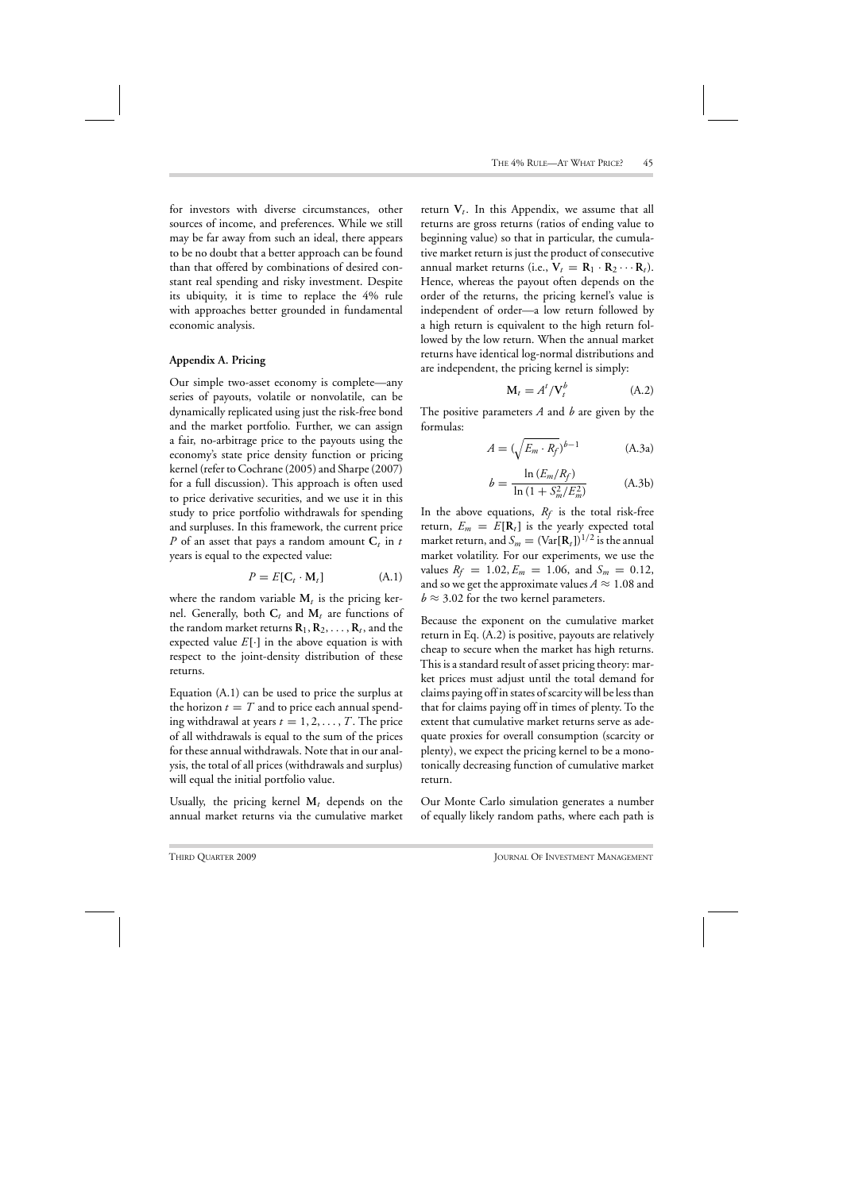for investors with diverse circumstances, other sources of income, and preferences. While we still may be far away from such an ideal, there appears to be no doubt that a better approach can be found than that offered by combinations of desired constant real spending and risky investment. Despite its ubiquity, it is time to replace the 4% rule with approaches better grounded in fundamental economic analysis.

## Appendix A. Pricing

Our simple two-asset economy is complete—any series of payouts, volatile or nonvolatile, can be dynamically replicated using just the risk-free bond and the market portfolio. Further, we can assign a fair, no-arbitrage price to the payouts using the economy's state price density function or pricing kernel (refer to Cochrane (2005) and Sharpe (2007) for a full discussion). This approach is often used to price derivative securities, and we use it in this study to price portfolio withdrawals for spending and surpluses. In this framework, the current price $P$ of an asset that pays a random amount $\mathbf{C}_t$ in $t$ years is equal to the expected value:

$$P = E[\mathbf{C}_t \cdot \mathbf{M}_t] \tag{A.1}$$

where the random variable $\mathbf{M}_t$ is the pricing kernel. Generally, both $\mathbf{C}_t$ and $\mathbf{M}_t$ are functions of the random market returns $\mathbf{R}_1, \mathbf{R}_2, \ldots, \mathbf{R}_t$, and the expected value $E[\cdot]$ in the above equation is with respect to the joint-density distribution of these returns.

Equation (A.1) can be used to price the surplus at the horizon $t = T$ and to price each annual spending withdrawal at years $t = 1, 2, \ldots, T$. The price of all withdrawals is equal to the sum of the prices for these annual withdrawals. Note that in our analysis, the total of all prices (withdrawals and surplus) will equal the initial portfolio value.

Usually, the pricing kernel $\mathbf{M}_t$ depends on the annual market returns via the cumulative market return $\mathbf{V}_t$. In this Appendix, we assume that all returns are gross returns (ratios of ending value to beginning value) so that in particular, the cumulative market return is just the product of consecutive annual market returns (i.e., $\mathbf{V}_t = \mathbf{R}_1 \cdot \mathbf{R}_2 \cdots \mathbf{R}_t$). Hence, whereas the payout often depends on the order of the returns, the pricing kernel's value is independent of order—a low return followed by a high return is equivalent to the high return followed by the low return. When the annual market returns have identical log-normal distributions and are independent, the pricing kernel is simply:

$$\mathbf{M}_t = A^t / \mathbf{V}_t^b \tag{A.2}$$

The positive parameters $A$ and $b$ are given by the formulas:

$$A = (\sqrt{E_m \cdot R_f})^{b-1} \tag{A.3a}$$

$$b = \frac{\ln(E_m/R_f)}{\ln(1 + S_m^2/E_m^2)} \tag{A.3b}$$

In the above equations, $R_f$ is the total risk-free return, $E_m = E[\mathbf{R}_t]$ is the yearly expected total market return, and $S_m = (\text{Var}[\mathbf{R}_t])^{1/2}$ is the annual market volatility. For our experiments, we use the values $R_f = 1.02$, $E_m = 1.06$, and $S_m = 0.12$, and so we get the approximate values $A \approx 1.08$ and $b \approx 3.02$ for the two kernel parameters.

Because the exponent on the cumulative market return in Eq. (A.2) is positive, payouts are relatively cheap to secure when the market has high returns. This is a standard result of asset pricing theory: market prices must adjust until the total demand for claims paying off in states of scarcity will be less than that for claims paying off in times of plenty. To the extent that cumulative market returns serve as adequate proxies for overall consumption (scarcity or plenty), we expect the pricing kernel to be a monotonically decreasing function of cumulative market return.

Our Monte Carlo simulation generates a number of equally likely random paths, where each path is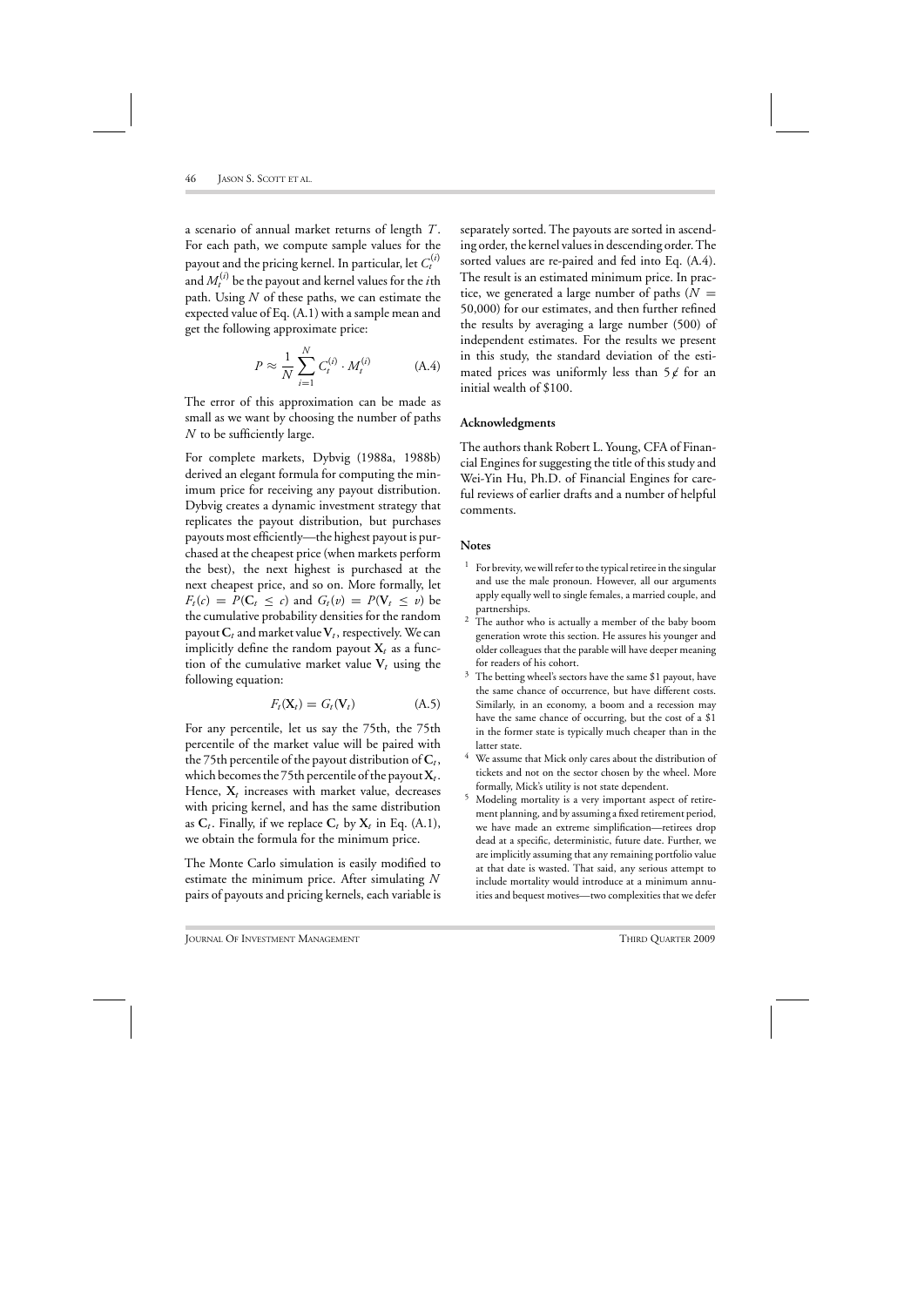a scenario of annual market returns of length $T$. For each path, we compute sample values for the payout and the pricing kernel. In particular, let $C_t^{(i)}$ and $M_t^{(i)}$ be the payout and kernel values for the $i$th path. Using $N$ of these paths, we can estimate the expected value of Eq. (A.1) with a sample mean and get the following approximate price:

$$P \approx \frac{1}{N} \sum_{i=1}^{N} C_t^{(i)} \cdot M_t^{(i)} \qquad \text{(A.4)}$$

The error of this approximation can be made as small as we want by choosing the number of paths $N$ to be sufficiently large.

For complete markets, Dybvig (1988a, 1988b) derived an elegant formula for computing the minimum price for receiving any payout distribution. Dybvig creates a dynamic investment strategy that replicates the payout distribution, but purchases payouts most efficiently—the highest payout is purchased at the cheapest price (when markets perform the best), the next highest is purchased at the next cheapest price, and so on. More formally, let $F_t(c) = P(\mathbf{C}_t \leq c)$ and $G_t(v) = P(\mathbf{V}_t \leq v)$ be the cumulative probability densities for the random payout $\mathbf{C}_t$ and market value $\mathbf{V}_t$, respectively. We can implicitly define the random payout $\mathbf{X}_t$ as a function of the cumulative market value $\mathbf{V}_t$ using the following equation:

$$F_t(\mathbf{X}_t) = G_t(\mathbf{V}_t) \qquad \text{(A.5)}$$

For any percentile, let us say the 75th, the 75th percentile of the market value will be paired with the 75th percentile of the payout distribution of $\mathbf{C}_t$, which becomes the 75th percentile of the payout $\mathbf{X}_t$. Hence, $\mathbf{X}_t$ increases with market value, decreases with pricing kernel, and has the same distribution as $\mathbf{C}_t$. Finally, if we replace $\mathbf{C}_t$ by $\mathbf{X}_t$ in Eq. (A.1), we obtain the formula for the minimum price.

The Monte Carlo simulation is easily modified to estimate the minimum price. After simulating $N$ pairs of payouts and pricing kernels, each variable is separately sorted. The payouts are sorted in ascending order, the kernel values in descending order. The sorted values are re-paired and fed into Eq. (A.4). The result is an estimated minimum price. In practice, we generated a large number of paths ($N = 50{,}000$) for our estimates, and then further refined the results by averaging a large number (500) of independent estimates. For the results we present in this study, the standard deviation of the estimated prices was uniformly less than 5¢ for an initial wealth of \$100.

### Acknowledgments

The authors thank Robert L. Young, CFA of Financial Engines for suggesting the title of this study and Wei-Yin Hu, Ph.D. of Financial Engines for careful reviews of earlier drafts and a number of helpful comments.

### Notes

[1] For brevity, we will refer to the typical retiree in the singular and use the male pronoun. However, all our arguments apply equally well to single females, a married couple, and partnerships.

[2] The author who is actually a member of the baby boom generation wrote this section. He assures his younger and older colleagues that the parable will have deeper meaning for readers of his cohort.

[3] The betting wheel's sectors have the same \$1 payout, have the same chance of occurrence, but have different costs. Similarly, in an economy, a boom and a recession may have the same chance of occurring, but the cost of a \$1 in the former state is typically much cheaper than in the latter state.

[4] We assume that Mick only cares about the distribution of tickets and not on the sector chosen by the wheel. More formally, Mick's utility is not state dependent.

[5] Modeling mortality is a very important aspect of retirement planning, and by assuming a fixed retirement period, we have made an extreme simplification—retirees drop dead at a specific, deterministic, future date. Further, we are implicitly assuming that any remaining portfolio value at that date is wasted. That said, any serious attempt to include mortality would introduce at a minimum annuities and bequest motives—two complexities that we defer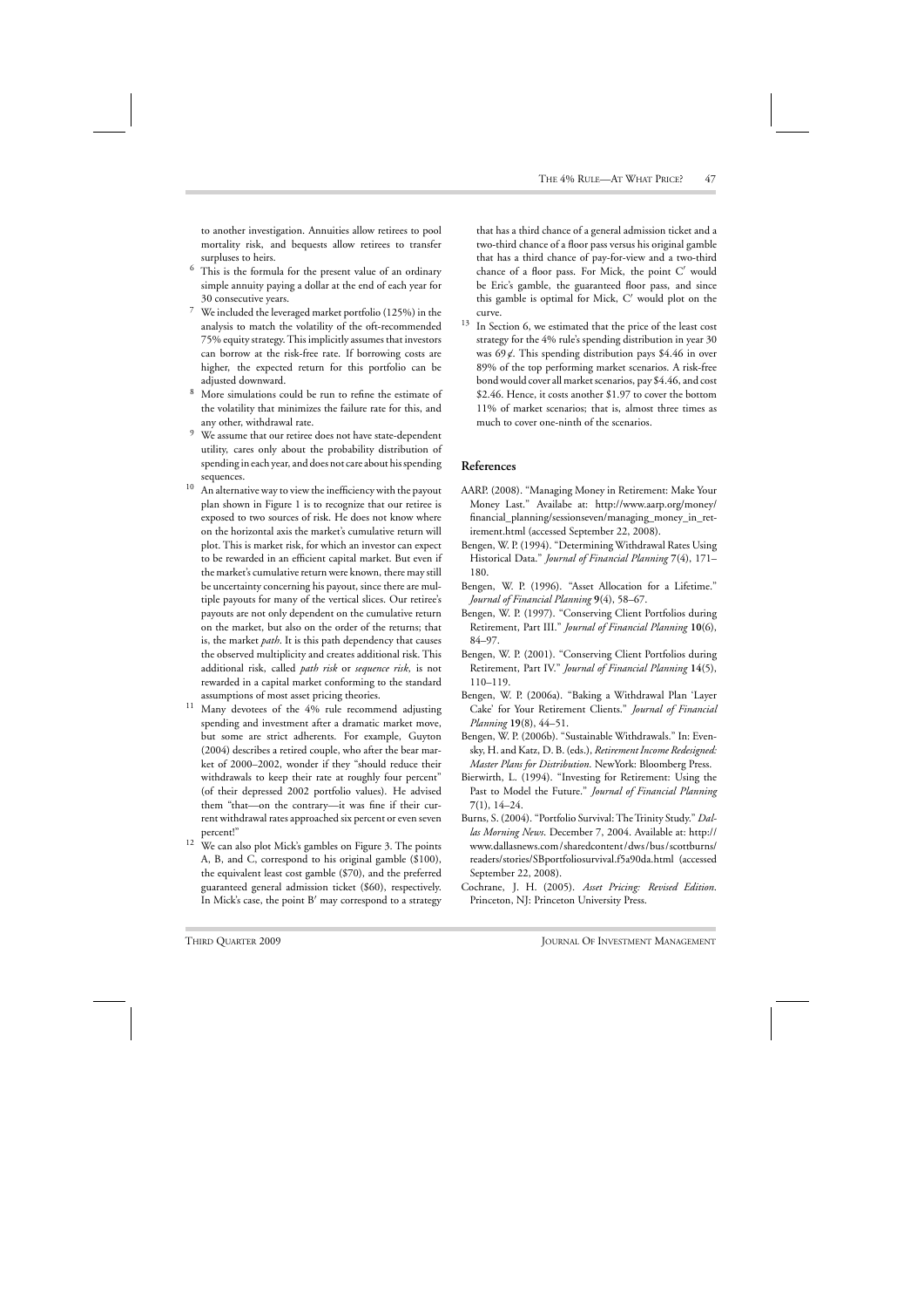to another investigation. Annuities allow retirees to pool mortality risk, and bequests allow retirees to transfer surpluses to heirs.

[6] This is the formula for the present value of an ordinary simple annuity paying a dollar at the end of each year for 30 consecutive years.

[7] We included the leveraged market portfolio (125%) in the analysis to match the volatility of the oft-recommended 75% equity strategy. This implicitly assumes that investors can borrow at the risk-free rate. If borrowing costs are higher, the expected return for this portfolio can be adjusted downward.

[8] More simulations could be run to refine the estimate of the volatility that minimizes the failure rate for this, and any other, withdrawal rate.

[9] We assume that our retiree does not have state-dependent utility, cares only about the probability distribution of spending in each year, and does not care about his spending sequences.

[10] An alternative way to view the inefficiency with the payout plan shown in Figure 1 is to recognize that our retiree is exposed to two sources of risk. He does not know where on the horizontal axis the market's cumulative return will plot. This is market risk, for which an investor can expect to be rewarded in an efficient capital market. But even if the market's cumulative return were known, there may still be uncertainty concerning his payout, since there are multiple payouts for many of the vertical slices. Our retiree's payouts are not only dependent on the cumulative return on the market, but also on the order of the returns; that is, the market *path*. It is this path dependency that causes the observed multiplicity and creates additional risk. This additional risk, called *path risk* or *sequence risk*, is not rewarded in a capital market conforming to the standard assumptions of most asset pricing theories.

[11] Many devotees of the 4% rule recommend adjusting spending and investment after a dramatic market move, but some are strict adherents. For example, Guyton (2004) describes a retired couple, who after the bear market of 2000–2002, wonder if they "should reduce their withdrawals to keep their rate at roughly four percent" (of their depressed 2002 portfolio values). He advised them "that—on the contrary—it was fine if their current withdrawal rates approached six percent or even seven percent!"

[12] We can also plot Mick's gambles on Figure 3. The points A, B, and C, correspond to his original gamble (\$100), the equivalent least cost gamble (\$70), and the preferred guaranteed general admission ticket (\$60), respectively. In Mick's case, the point B′ may correspond to a strategy that has a third chance of a general admission ticket and a two-third chance of a floor pass versus his original gamble that has a third chance of pay-for-view and a two-third chance of a floor pass. For Mick, the point C′ would be Eric's gamble, the guaranteed floor pass, and since this gamble is optimal for Mick, C′ would plot on the curve.

[13] In Section 6, we estimated that the price of the least cost strategy for the 4% rule's spending distribution in year 30 was 69¢. This spending distribution pays \$4.46 in over 89% of the top performing market scenarios. A risk-free bond would cover all market scenarios, pay \$4.46, and cost \$2.46. Hence, it costs another \$1.97 to cover the bottom 11% of market scenarios; that is, almost three times as much to cover one-ninth of the scenarios.

## References

AARP. (2008). "Managing Money in Retirement: Make Your Money Last." Availabe at: http://www.aarp.org/money/financial_planning/sessionseven/managing_money_in_retirement.html (accessed September 22, 2008).

Bengen, W. P. (1994). "Determining Withdrawal Rates Using Historical Data." *Journal of Financial Planning* **7**(4), 171–180.

Bengen, W. P. (1996). "Asset Allocation for a Lifetime." *Journal of Financial Planning* **9**(4), 58–67.

Bengen, W. P. (1997). "Conserving Client Portfolios during Retirement, Part III." *Journal of Financial Planning* **10**(6), 84–97.

Bengen, W. P. (2001). "Conserving Client Portfolios during Retirement, Part IV." *Journal of Financial Planning* **14**(5), 110–119.

Bengen, W. P. (2006a). "Baking a Withdrawal Plan 'Layer Cake' for Your Retirement Clients." *Journal of Financial Planning* **19**(8), 44–51.

Bengen, W. P. (2006b). "Sustainable Withdrawals." In: Evensky, H. and Katz, D. B. (eds.), *Retirement Income Redesigned: Master Plans for Distribution*. NewYork: Bloomberg Press.

Bierwirth, L. (1994). "Investing for Retirement: Using the Past to Model the Future." *Journal of Financial Planning* **7**(1), 14–24.

Burns, S. (2004). "Portfolio Survival: The Trinity Study." *Dallas Morning News*. December 7, 2004. Available at: http://www.dallasnews.com/sharedcontent/dws/bus/scottburns/readers/stories/SBportfoliosurvival.f5a90da.html (accessed September 22, 2008).

Cochrane, J. H. (2005). *Asset Pricing: Revised Edition*. Princeton, NJ: Princeton University Press.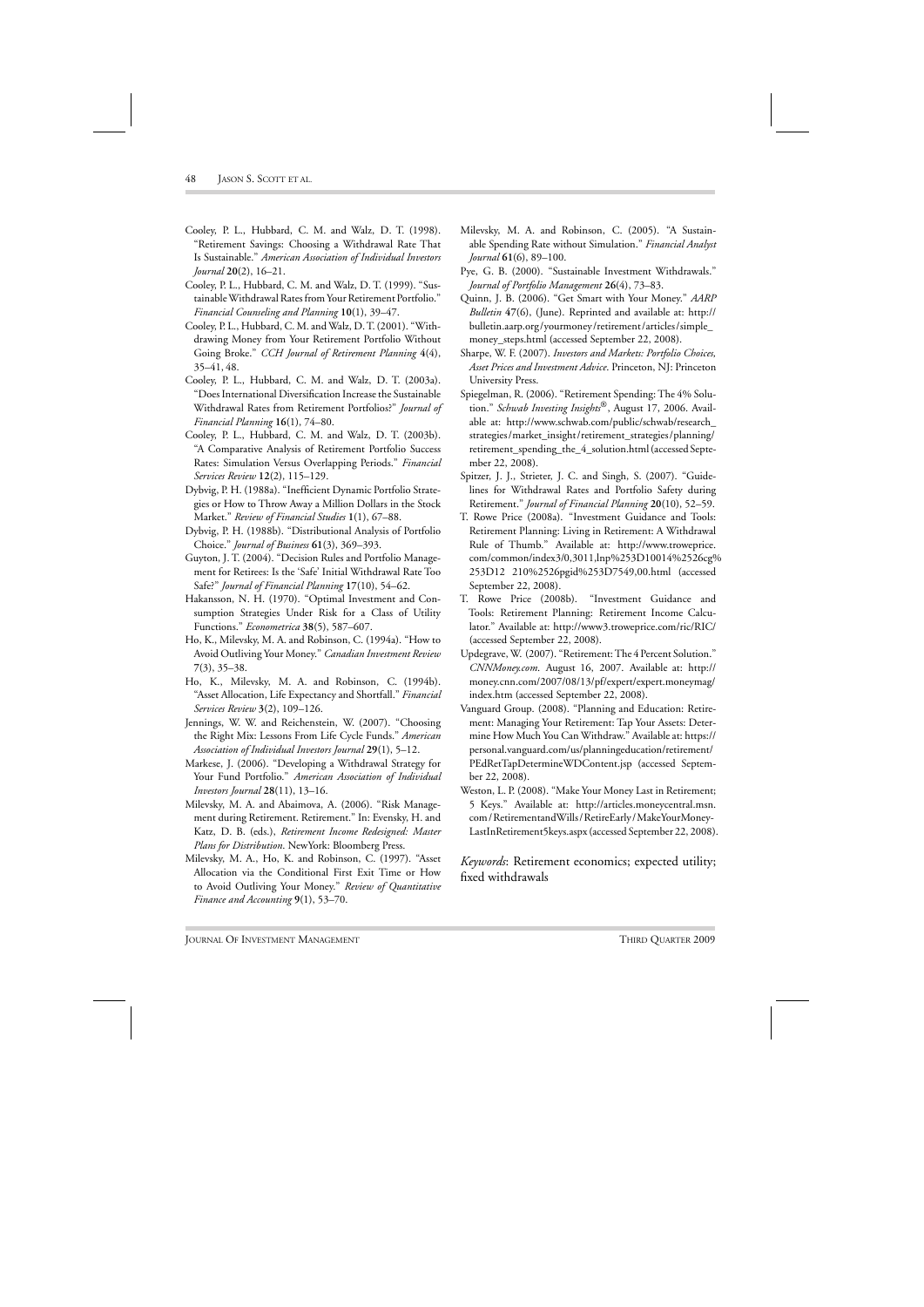Cooley, P. L., Hubbard, C. M. and Walz, D. T. (1998). "Retirement Savings: Choosing a Withdrawal Rate That Is Sustainable." *American Association of Individual Investors Journal* **20**(2), 16–21.

Cooley, P. L., Hubbard, C. M. and Walz, D. T. (1999). "Sustainable Withdrawal Rates from Your Retirement Portfolio." *Financial Counseling and Planning* **10**(1), 39–47.

Cooley, P. L., Hubbard, C. M. and Walz, D. T. (2001). "Withdrawing Money from Your Retirement Portfolio Without Going Broke." *CCH Journal of Retirement Planning* **4**(4), 35–41, 48.

Cooley, P. L., Hubbard, C. M. and Walz, D. T. (2003a). "Does International Diversification Increase the Sustainable Withdrawal Rates from Retirement Portfolios?" *Journal of Financial Planning* **16**(1), 74–80.

Cooley, P. L., Hubbard, C. M. and Walz, D. T. (2003b). "A Comparative Analysis of Retirement Portfolio Success Rates: Simulation Versus Overlapping Periods." *Financial Services Review* **12**(2), 115–129.

Dybvig, P. H. (1988a). "Inefficient Dynamic Portfolio Strategies or How to Throw Away a Million Dollars in the Stock Market." *Review of Financial Studies* **1**(1), 67–88.

Dybvig, P. H. (1988b). "Distributional Analysis of Portfolio Choice." *Journal of Business* **61**(3), 369–393.

Guyton, J. T. (2004). "Decision Rules and Portfolio Management for Retirees: Is the 'Safe' Initial Withdrawal Rate Too Safe?" *Journal of Financial Planning* **17**(10), 54–62.

Hakansson, N. H. (1970). "Optimal Investment and Consumption Strategies Under Risk for a Class of Utility Functions." *Econometrica* **38**(5), 587–607.

Ho, K., Milevsky, M. A. and Robinson, C. (1994a). "How to Avoid Outliving Your Money." *Canadian Investment Review* **7**(3), 35–38.

Ho, K., Milevsky, M. A. and Robinson, C. (1994b). "Asset Allocation, Life Expectancy and Shortfall." *Financial Services Review* **3**(2), 109–126.

Jennings, W. W. and Reichenstein, W. (2007). "Choosing the Right Mix: Lessons From Life Cycle Funds." *American Association of Individual Investors Journal* **29**(1), 5–12.

Markese, J. (2006). "Developing a Withdrawal Strategy for Your Fund Portfolio." *American Association of Individual Investors Journal* **28**(11), 13–16.

Milevsky, M. A. and Abaimova, A. (2006). "Risk Management during Retirement. Retirement." In: Evensky, H. and Katz, D. B. (eds.), *Retirement Income Redesigned: Master Plans for Distribution*. NewYork: Bloomberg Press.

Milevsky, M. A., Ho, K. and Robinson, C. (1997). "Asset Allocation via the Conditional First Exit Time or How to Avoid Outliving Your Money." *Review of Quantitative Finance and Accounting* **9**(1), 53–70.

Milevsky, M. A. and Robinson, C. (2005). "A Sustainable Spending Rate without Simulation." *Financial Analyst Journal* **61**(6), 89–100.

Pye, G. B. (2000). "Sustainable Investment Withdrawals." *Journal of Portfolio Management* **26**(4), 73–83.

Quinn, J. B. (2006). "Get Smart with Your Money." *AARP Bulletin* **47**(6), (June). Reprinted and available at: http://bulletin.aarp.org/yourmoney/retirement/articles/simple_money_steps.html (accessed September 22, 2008).

Sharpe, W. F. (2007). *Investors and Markets: Portfolio Choices, Asset Prices and Investment Advice*. Princeton, NJ: Princeton University Press.

Spiegelman, R. (2006). "Retirement Spending: The 4% Solution." *Schwab Investing Insights®*, August 17, 2006. Available at: http://www.schwab.com/public/schwab/research_strategies/market_insight/retirement_strategies/planning/retirement_spending_the_4_solution.html (accessed September 22, 2008).

Spitzer, J. J., Strieter, J. C. and Singh, S. (2007). "Guidelines for Withdrawal Rates and Portfolio Safety during Retirement." *Journal of Financial Planning* **20**(10), 52–59.

T. Rowe Price (2008a). "Investment Guidance and Tools: Retirement Planning: Living in Retirement: A Withdrawal Rule of Thumb." Available at: http://www.troweprice.com/common/index3/0,3011,lnp%253D10014%2526cg%253D12 210%2526pgid%253D7549,00.html (accessed September 22, 2008).

T. Rowe Price (2008b). "Investment Guidance and Tools: Retirement Planning: Retirement Income Calculator." Available at: http://www3.troweprice.com/ric/RIC/ (accessed September 22, 2008).

Updegrave, W. (2007). "Retirement: The 4 Percent Solution." *CNNMoney.com*. August 16, 2007. Available at: http://money.cnn.com/2007/08/13/pf/expert/expert.moneymag/index.htm (accessed September 22, 2008).

Vanguard Group. (2008). "Planning and Education: Retirement: Managing Your Retirement: Tap Your Assets: Determine How Much You Can Withdraw." Available at: https://personal.vanguard.com/us/planningeducation/retirement/PEdRetTapDetermineWDContent.jsp (accessed September 22, 2008).

Weston, L. P. (2008). "Make Your Money Last in Retirement; 5 Keys." Available at: http://articles.moneycentral.msn.com/RetirementandWills/RetireEarly/MakeYourMoneyLastInRetirement5keys.aspx (accessed September 22, 2008).

*Keywords*: Retirement economics; expected utility; fixed withdrawals